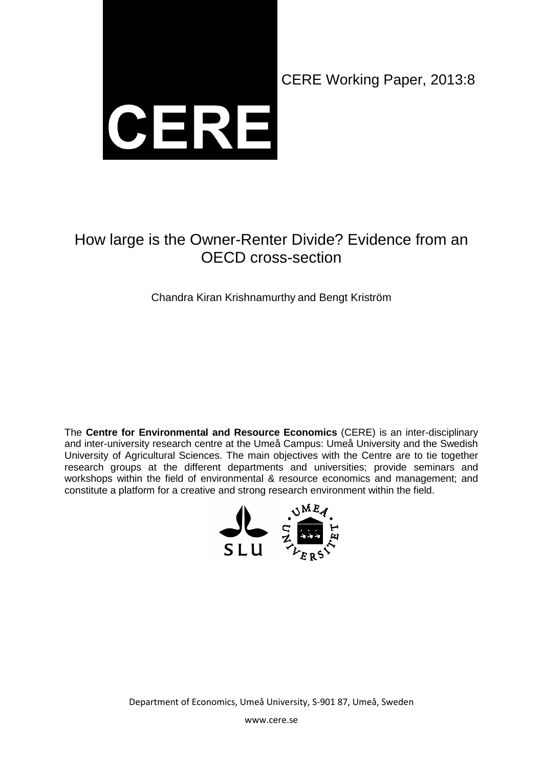CERE

CERE Working Paper, 2013:8

# How large is the Owner-Renter Divide? Evidence from an OECD cross-section

Chandra Kiran Krishnamurthy and Bengt Kriström

The **Centre for Environmental and Resource Economics** (CERE) is an inter-disciplinary and inter-university research centre at the Umeå Campus: Umeå University and the Swedish University of Agricultural Sciences. The main objectives with the Centre are to tie together research groups at the different departments and universities; provide seminars and workshops within the field of environmental & resource economics and management; and constitute a platform for a creative and strong research environment within the field.

SLU

UMEÅ UNIVERSITET

Department of Economics, Umeå University, S-901 87, Umeå, Sweden

www.cere.se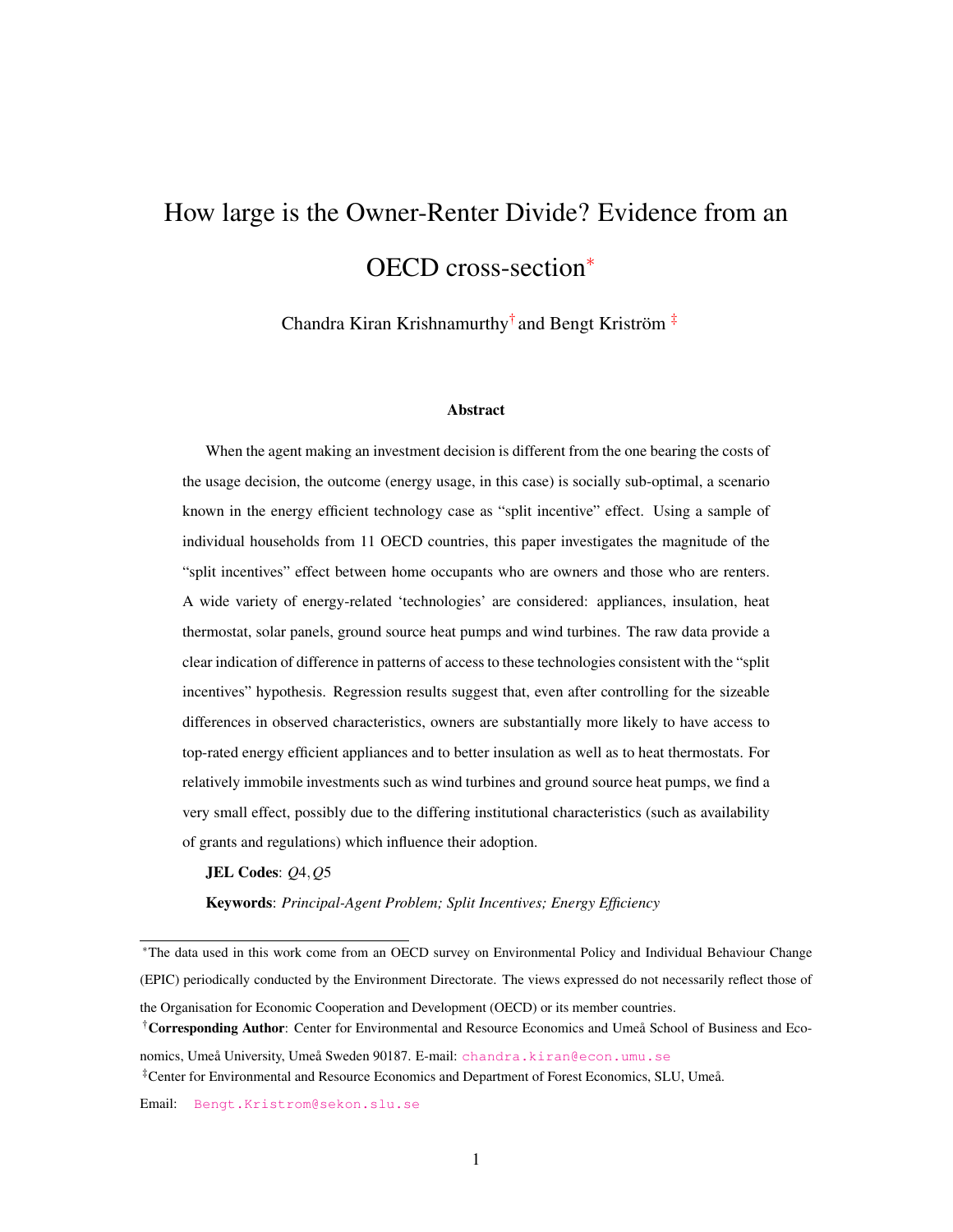# How large is the Owner-Renter Divide? Evidence from an OECD cross-section*

Chandra Kiran Krishnamurthy† and Bengt Kriström ‡

### Abstract

When the agent making an investment decision is different from the one bearing the costs of the usage decision, the outcome (energy usage, in this case) is socially sub-optimal, a scenario known in the energy efficient technology case as "split incentive" effect. Using a sample of individual households from 11 OECD countries, this paper investigates the magnitude of the "split incentives" effect between home occupants who are owners and those who are renters. A wide variety of energy-related 'technologies' are considered: appliances, insulation, heat thermostat, solar panels, ground source heat pumps and wind turbines. The raw data provide a clear indication of difference in patterns of access to these technologies consistent with the "split incentives" hypothesis. Regression results suggest that, even after controlling for the sizeable differences in observed characteristics, owners are substantially more likely to have access to top-rated energy efficient appliances and to better insulation as well as to heat thermostats. For relatively immobile investments such as wind turbines and ground source heat pumps, we find a very small effect, possibly due to the differing institutional characteristics (such as availability of grants and regulations) which influence their adoption.

**JEL Codes**: $Q4, Q5$

**Keywords**: *Principal-Agent Problem; Split Incentives; Energy Efficiency*

---

*The data used in this work come from an OECD survey on Environmental Policy and Individual Behaviour Change (EPIC) periodically conducted by the Environment Directorate. The views expressed do not necessarily reflect those of the Organisation for Economic Cooperation and Development (OECD) or its member countries.

†**Corresponding Author**: Center for Environmental and Resource Economics and Umeå School of Business and Economics, Umeå University, Umeå Sweden 90187. E-mail: chandra.kiran@econ.umu.se

‡Center for Environmental and Resource Economics and Department of Forest Economics, SLU, Umeå. Email: Bengt.Kristrom@sekon.slu.se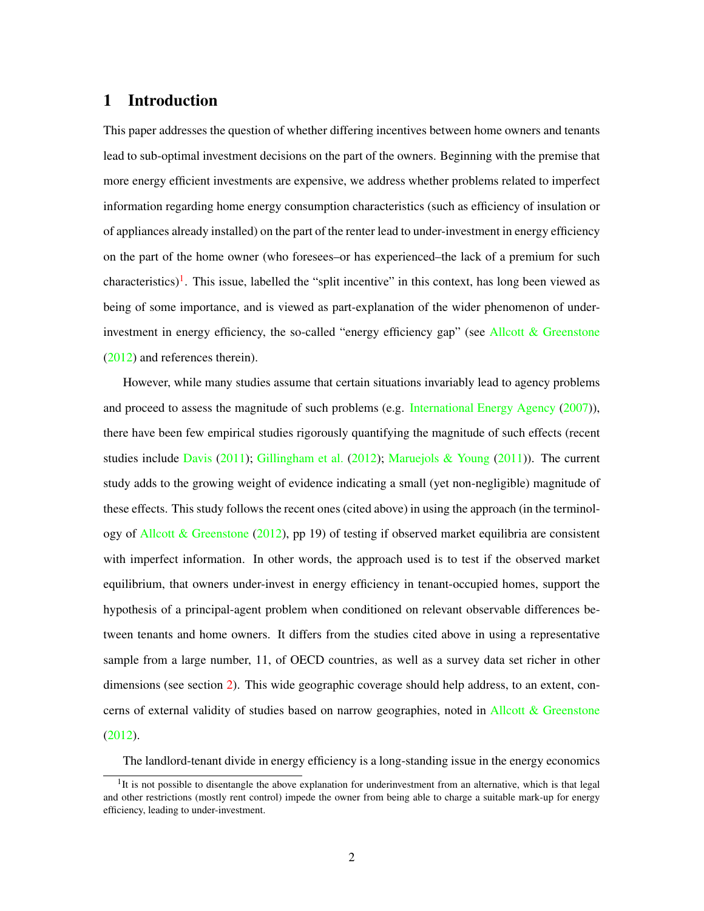# 1 Introduction

This paper addresses the question of whether differing incentives between home owners and tenants lead to sub-optimal investment decisions on the part of the owners. Beginning with the premise that more energy efficient investments are expensive, we address whether problems related to imperfect information regarding home energy consumption characteristics (such as efficiency of insulation or of appliances already installed) on the part of the renter lead to under-investment in energy efficiency on the part of the home owner (who foresees–or has experienced–the lack of a premium for such characteristics)[1]. This issue, labelled the "split incentive" in this context, has long been viewed as being of some importance, and is viewed as part-explanation of the wider phenomenon of under-investment in energy efficiency, the so-called "energy efficiency gap" (see Allcott & Greenstone (2012) and references therein).

However, while many studies assume that certain situations invariably lead to agency problems and proceed to assess the magnitude of such problems (e.g. International Energy Agency (2007)), there have been few empirical studies rigorously quantifying the magnitude of such effects (recent studies include Davis (2011); Gillingham et al. (2012); Maruejols & Young (2011)). The current study adds to the growing weight of evidence indicating a small (yet non-negligible) magnitude of these effects. This study follows the recent ones (cited above) in using the approach (in the terminology of Allcott & Greenstone (2012), pp 19) of testing if observed market equilibria are consistent with imperfect information. In other words, the approach used is to test if the observed market equilibrium, that owners under-invest in energy efficiency in tenant-occupied homes, support the hypothesis of a principal-agent problem when conditioned on relevant observable differences between tenants and home owners. It differs from the studies cited above in using a representative sample from a large number, 11, of OECD countries, as well as a survey data set richer in other dimensions (see section 2). This wide geographic coverage should help address, to an extent, concerns of external validity of studies based on narrow geographies, noted in Allcott & Greenstone (2012).

The landlord-tenant divide in energy efficiency is a long-standing issue in the energy economics

[1] It is not possible to disentangle the above explanation for underinvestment from an alternative, which is that legal and other restrictions (mostly rent control) impede the owner from being able to charge a suitable mark-up for energy efficiency, leading to under-investment.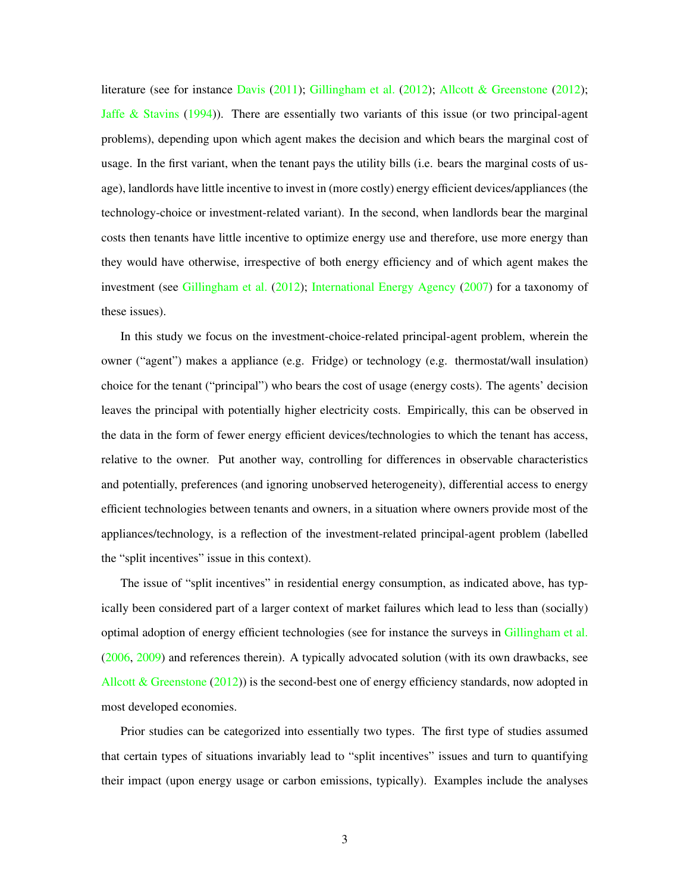literature (see for instance Davis (2011); Gillingham et al. (2012); Allcott & Greenstone (2012); Jaffe & Stavins (1994)). There are essentially two variants of this issue (or two principal-agent problems), depending upon which agent makes the decision and which bears the marginal cost of usage. In the first variant, when the tenant pays the utility bills (i.e. bears the marginal costs of usage), landlords have little incentive to invest in (more costly) energy efficient devices/appliances (the technology-choice or investment-related variant). In the second, when landlords bear the marginal costs then tenants have little incentive to optimize energy use and therefore, use more energy than they would have otherwise, irrespective of both energy efficiency and of which agent makes the investment (see Gillingham et al. (2012); International Energy Agency (2007) for a taxonomy of these issues).

In this study we focus on the investment-choice-related principal-agent problem, wherein the owner ("agent") makes a appliance (e.g. Fridge) or technology (e.g. thermostat/wall insulation) choice for the tenant ("principal") who bears the cost of usage (energy costs). The agents' decision leaves the principal with potentially higher electricity costs. Empirically, this can be observed in the data in the form of fewer energy efficient devices/technologies to which the tenant has access, relative to the owner. Put another way, controlling for differences in observable characteristics and potentially, preferences (and ignoring unobserved heterogeneity), differential access to energy efficient technologies between tenants and owners, in a situation where owners provide most of the appliances/technology, is a reflection of the investment-related principal-agent problem (labelled the "split incentives" issue in this context).

The issue of "split incentives" in residential energy consumption, as indicated above, has typically been considered part of a larger context of market failures which lead to less than (socially) optimal adoption of energy efficient technologies (see for instance the surveys in Gillingham et al. (2006, 2009) and references therein). A typically advocated solution (with its own drawbacks, see Allcott & Greenstone (2012)) is the second-best one of energy efficiency standards, now adopted in most developed economies.

Prior studies can be categorized into essentially two types. The first type of studies assumed that certain types of situations invariably lead to "split incentives" issues and turn to quantifying their impact (upon energy usage or carbon emissions, typically). Examples include the analyses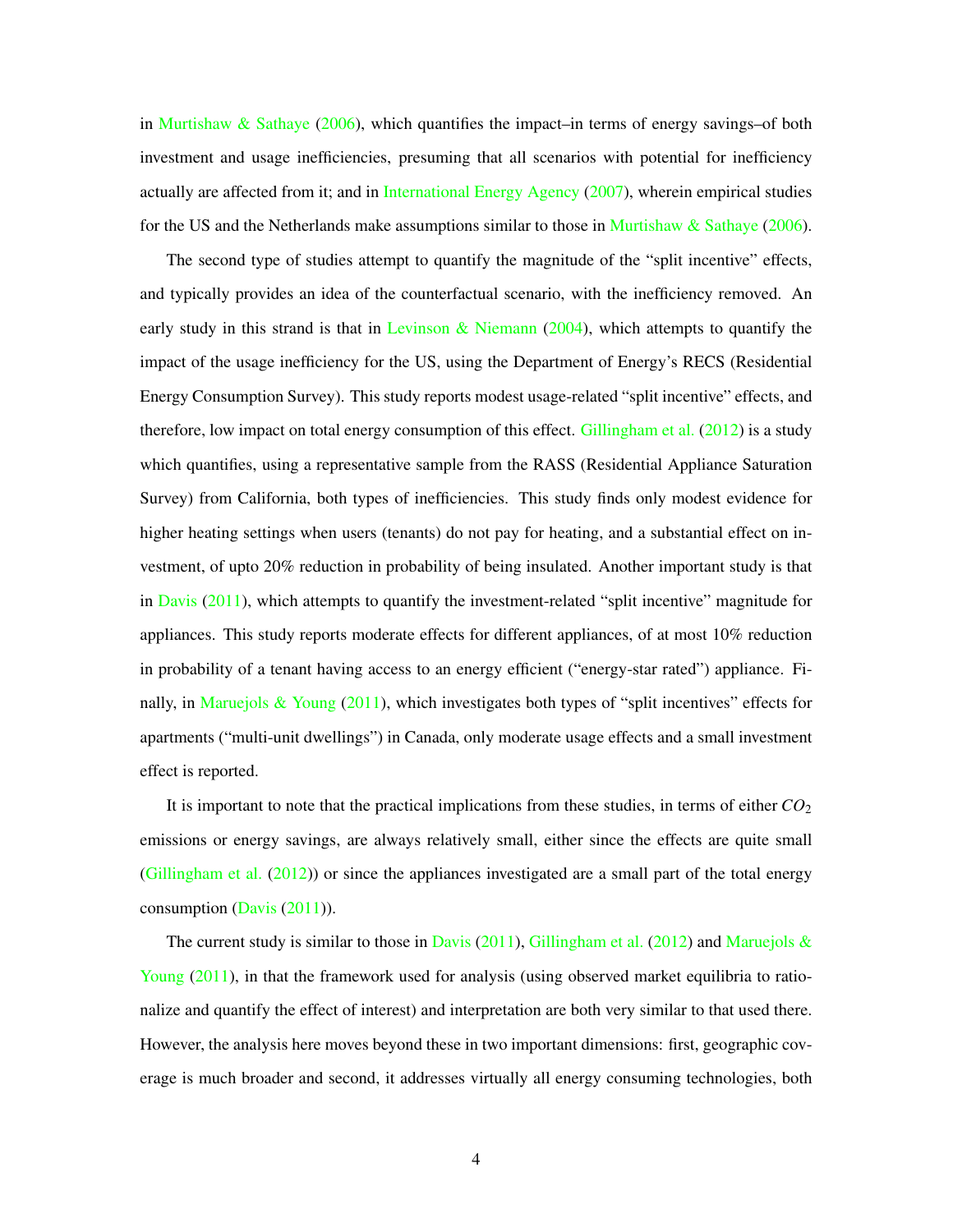in Murtishaw & Sathaye (2006), which quantifies the impact–in terms of energy savings–of both investment and usage inefficiencies, presuming that all scenarios with potential for inefficiency actually are affected from it; and in International Energy Agency (2007), wherein empirical studies for the US and the Netherlands make assumptions similar to those in Murtishaw & Sathaye (2006).

The second type of studies attempt to quantify the magnitude of the "split incentive" effects, and typically provides an idea of the counterfactual scenario, with the inefficiency removed. An early study in this strand is that in Levinson & Niemann (2004), which attempts to quantify the impact of the usage inefficiency for the US, using the Department of Energy's RECS (Residential Energy Consumption Survey). This study reports modest usage-related "split incentive" effects, and therefore, low impact on total energy consumption of this effect. Gillingham et al. (2012) is a study which quantifies, using a representative sample from the RASS (Residential Appliance Saturation Survey) from California, both types of inefficiencies. This study finds only modest evidence for higher heating settings when users (tenants) do not pay for heating, and a substantial effect on investment, of upto 20% reduction in probability of being insulated. Another important study is that in Davis (2011), which attempts to quantify the investment-related "split incentive" magnitude for appliances. This study reports moderate effects for different appliances, of at most 10% reduction in probability of a tenant having access to an energy efficient ("energy-star rated") appliance. Finally, in Maruejols & Young (2011), which investigates both types of "split incentives" effects for apartments ("multi-unit dwellings") in Canada, only moderate usage effects and a small investment effect is reported.

It is important to note that the practical implications from these studies, in terms of either $CO_2$ emissions or energy savings, are always relatively small, either since the effects are quite small (Gillingham et al. (2012)) or since the appliances investigated are a small part of the total energy consumption (Davis (2011)).

The current study is similar to those in Davis (2011), Gillingham et al. (2012) and Maruejols & Young (2011), in that the framework used for analysis (using observed market equilibria to rationalize and quantify the effect of interest) and interpretation are both very similar to that used there. However, the analysis here moves beyond these in two important dimensions: first, geographic coverage is much broader and second, it addresses virtually all energy consuming technologies, both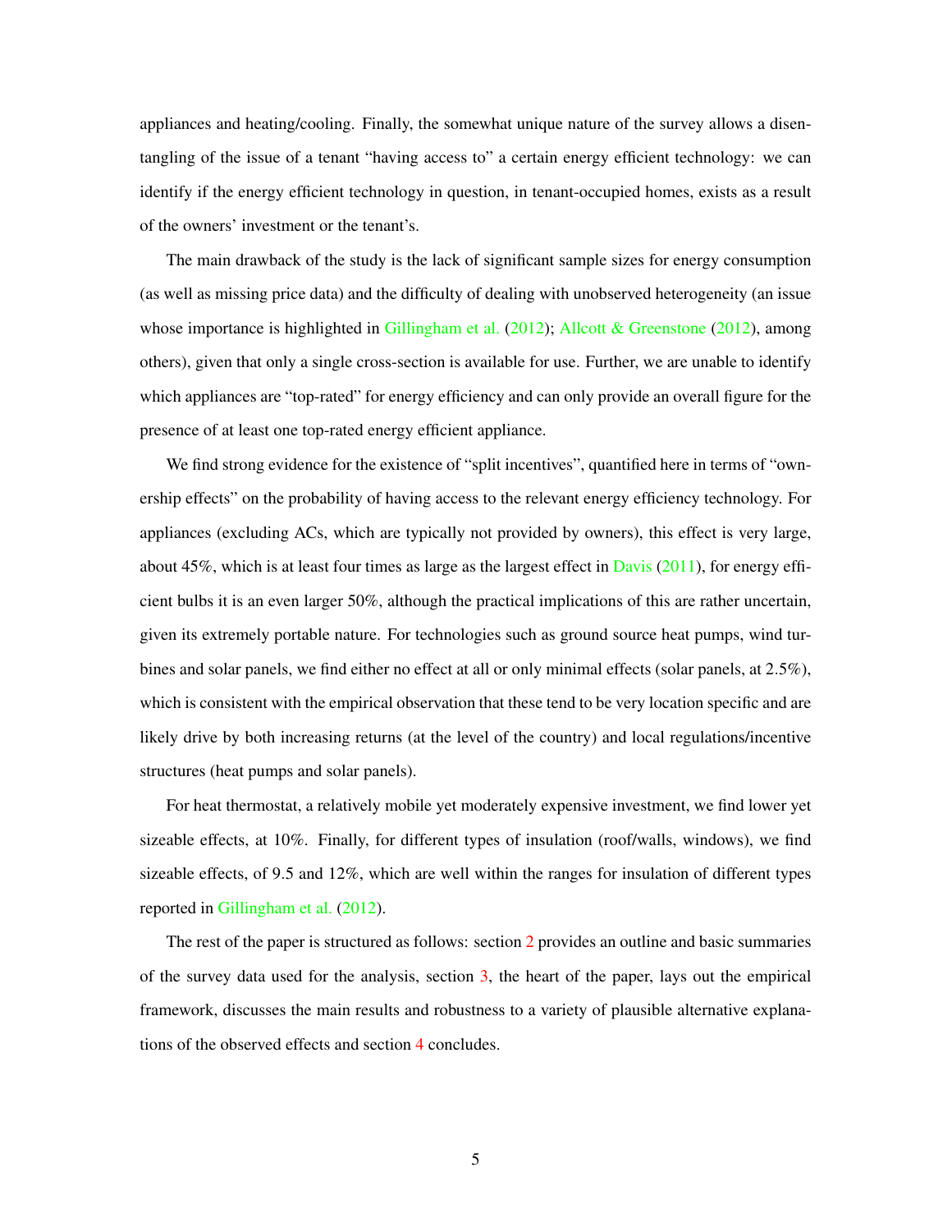appliances and heating/cooling. Finally, the somewhat unique nature of the survey allows a disentangling of the issue of a tenant "having access to" a certain energy efficient technology: we can identify if the energy efficient technology in question, in tenant-occupied homes, exists as a result of the owners' investment or the tenant's.

The main drawback of the study is the lack of significant sample sizes for energy consumption (as well as missing price data) and the difficulty of dealing with unobserved heterogeneity (an issue whose importance is highlighted in Gillingham et al. (2012); Allcott & Greenstone (2012), among others), given that only a single cross-section is available for use. Further, we are unable to identify which appliances are "top-rated" for energy efficiency and can only provide an overall figure for the presence of at least one top-rated energy efficient appliance.

We find strong evidence for the existence of "split incentives", quantified here in terms of "ownership effects" on the probability of having access to the relevant energy efficiency technology. For appliances (excluding ACs, which are typically not provided by owners), this effect is very large, about 45%, which is at least four times as large as the largest effect in Davis (2011), for energy efficient bulbs it is an even larger 50%, although the practical implications of this are rather uncertain, given its extremely portable nature. For technologies such as ground source heat pumps, wind turbines and solar panels, we find either no effect at all or only minimal effects (solar panels, at 2.5%), which is consistent with the empirical observation that these tend to be very location specific and are likely drive by both increasing returns (at the level of the country) and local regulations/incentive structures (heat pumps and solar panels).

For heat thermostat, a relatively mobile yet moderately expensive investment, we find lower yet sizeable effects, at 10%. Finally, for different types of insulation (roof/walls, windows), we find sizeable effects, of 9.5 and 12%, which are well within the ranges for insulation of different types reported in Gillingham et al. (2012).

The rest of the paper is structured as follows: section 2 provides an outline and basic summaries of the survey data used for the analysis, section 3, the heart of the paper, lays out the empirical framework, discusses the main results and robustness to a variety of plausible alternative explanations of the observed effects and section 4 concludes.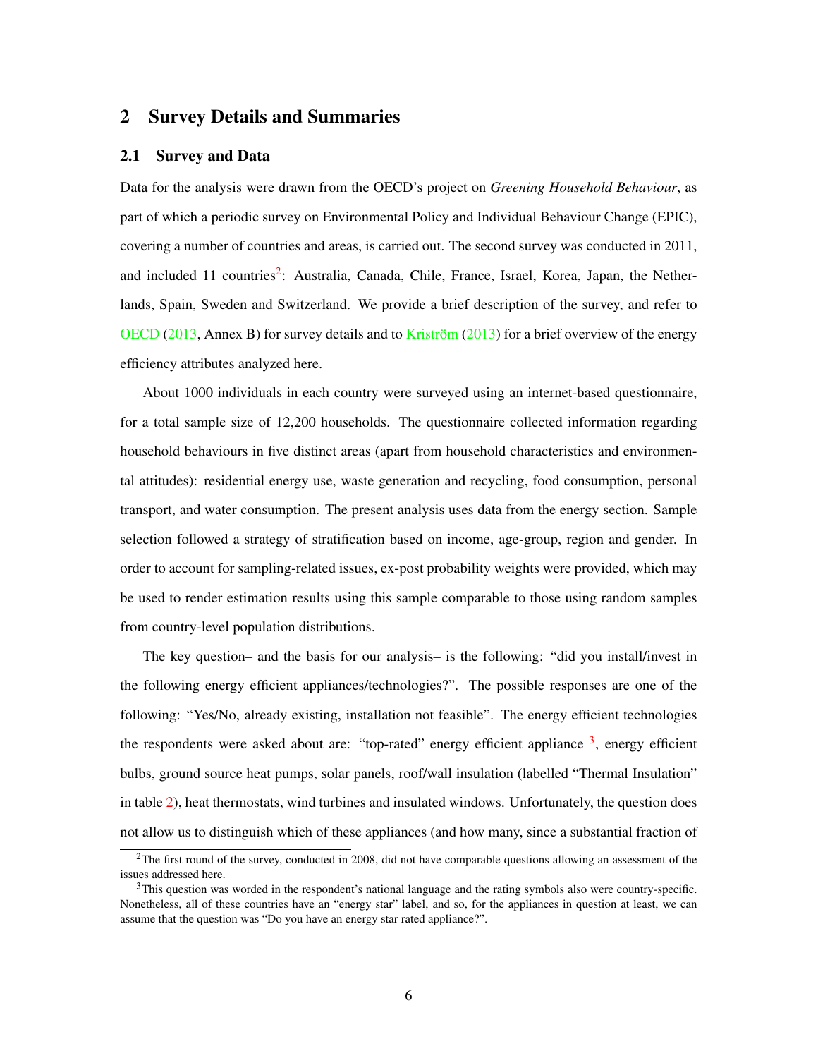## 2 Survey Details and Summaries

### 2.1 Survey and Data

Data for the analysis were drawn from the OECD's project on *Greening Household Behaviour*, as part of which a periodic survey on Environmental Policy and Individual Behaviour Change (EPIC), covering a number of countries and areas, is carried out. The second survey was conducted in 2011, and included 11 countries[2]: Australia, Canada, Chile, France, Israel, Korea, Japan, the Netherlands, Spain, Sweden and Switzerland. We provide a brief description of the survey, and refer to OECD (2013, Annex B) for survey details and to Kriström (2013) for a brief overview of the energy efficiency attributes analyzed here.

About 1000 individuals in each country were surveyed using an internet-based questionnaire, for a total sample size of 12,200 households. The questionnaire collected information regarding household behaviours in five distinct areas (apart from household characteristics and environmental attitudes): residential energy use, waste generation and recycling, food consumption, personal transport, and water consumption. The present analysis uses data from the energy section. Sample selection followed a strategy of stratification based on income, age-group, region and gender. In order to account for sampling-related issues, ex-post probability weights were provided, which may be used to render estimation results using this sample comparable to those using random samples from country-level population distributions.

The key question– and the basis for our analysis– is the following: "did you install/invest in the following energy efficient appliances/technologies?". The possible responses are one of the following: "Yes/No, already existing, installation not feasible". The energy efficient technologies the respondents were asked about are: "top-rated" energy efficient appliance [3], energy efficient bulbs, ground source heat pumps, solar panels, roof/wall insulation (labelled "Thermal Insulation" in table 2), heat thermostats, wind turbines and insulated windows. Unfortunately, the question does not allow us to distinguish which of these appliances (and how many, since a substantial fraction of

[2] The first round of the survey, conducted in 2008, did not have comparable questions allowing an assessment of the issues addressed here.

[3] This question was worded in the respondent's national language and the rating symbols also were country-specific. Nonetheless, all of these countries have an "energy star" label, and so, for the appliances in question at least, we can assume that the question was "Do you have an energy star rated appliance?".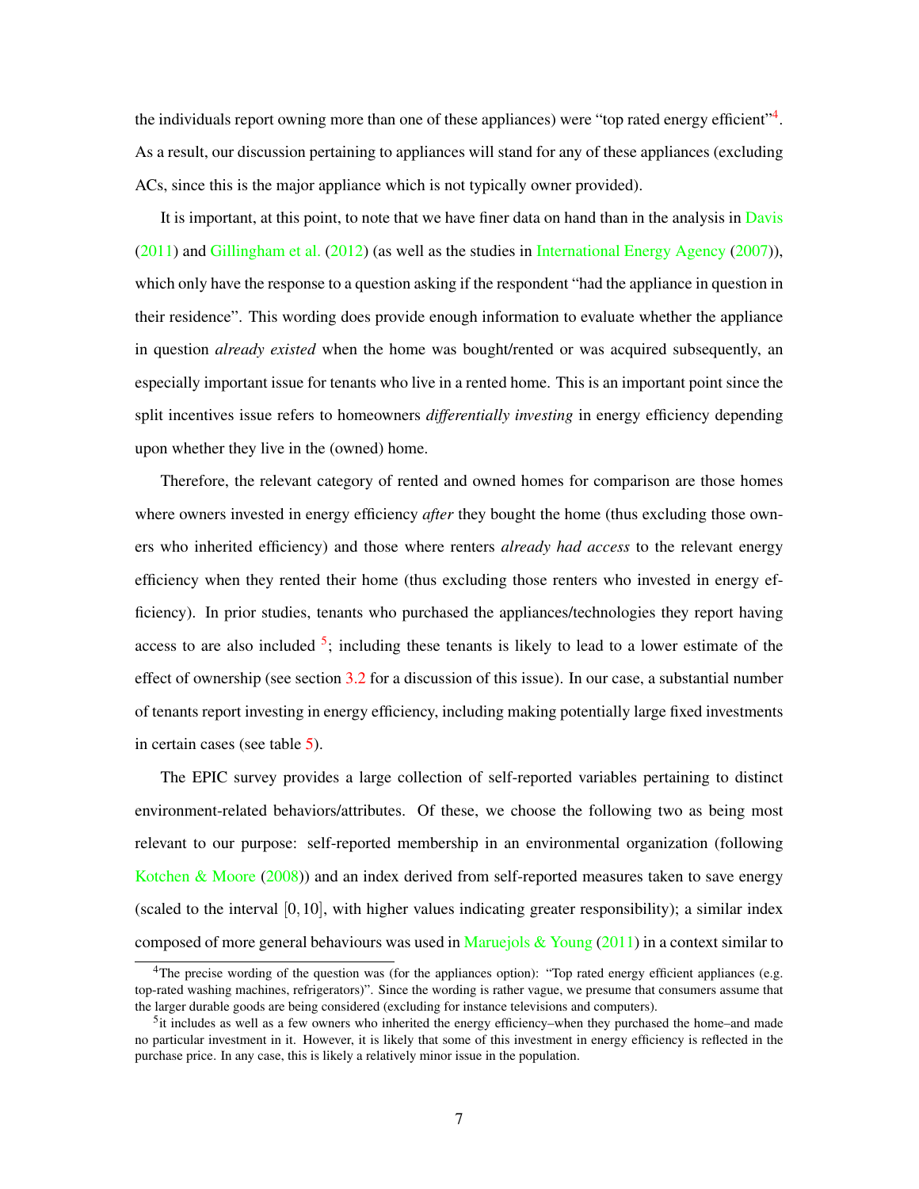the individuals report owning more than one of these appliances) were "top rated energy efficient"[4]. As a result, our discussion pertaining to appliances will stand for any of these appliances (excluding ACs, since this is the major appliance which is not typically owner provided).

It is important, at this point, to note that we have finer data on hand than in the analysis in Davis (2011) and Gillingham et al. (2012) (as well as the studies in International Energy Agency (2007)), which only have the response to a question asking if the respondent "had the appliance in question in their residence". This wording does provide enough information to evaluate whether the appliance in question *already existed* when the home was bought/rented or was acquired subsequently, an especially important issue for tenants who live in a rented home. This is an important point since the split incentives issue refers to homeowners *differentially investing* in energy efficiency depending upon whether they live in the (owned) home.

Therefore, the relevant category of rented and owned homes for comparison are those homes where owners invested in energy efficiency *after* they bought the home (thus excluding those owners who inherited efficiency) and those where renters *already had access* to the relevant energy efficiency when they rented their home (thus excluding those renters who invested in energy efficiency). In prior studies, tenants who purchased the appliances/technologies they report having access to are also included [5]; including these tenants is likely to lead to a lower estimate of the effect of ownership (see section 3.2 for a discussion of this issue). In our case, a substantial number of tenants report investing in energy efficiency, including making potentially large fixed investments in certain cases (see table 5).

The EPIC survey provides a large collection of self-reported variables pertaining to distinct environment-related behaviors/attributes. Of these, we choose the following two as being most relevant to our purpose: self-reported membership in an environmental organization (following Kotchen & Moore (2008)) and an index derived from self-reported measures taken to save energy (scaled to the interval $[0, 10]$, with higher values indicating greater responsibility); a similar index composed of more general behaviours was used in Maruejols & Young (2011) in a context similar to

[4]The precise wording of the question was (for the appliances option): "Top rated energy efficient appliances (e.g. top-rated washing machines, refrigerators)". Since the wording is rather vague, we presume that consumers assume that the larger durable goods are being considered (excluding for instance televisions and computers).

[5]it includes as well as a few owners who inherited the energy efficiency–when they purchased the home–and made no particular investment in it. However, it is likely that some of this investment in energy efficiency is reflected in the purchase price. In any case, this is likely a relatively minor issue in the population.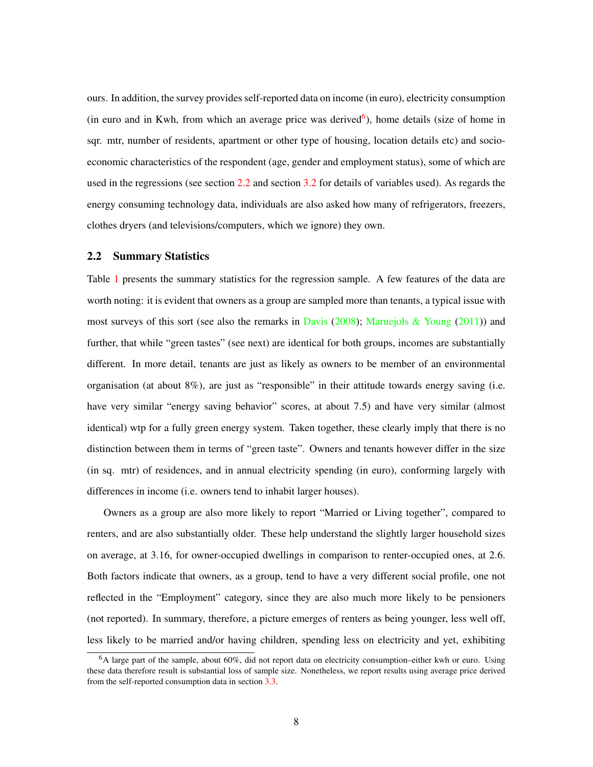ours. In addition, the survey provides self-reported data on income (in euro), electricity consumption (in euro and in Kwh, from which an average price was derived[6]), home details (size of home in sqr. mtr, number of residents, apartment or other type of housing, location details etc) and socio-economic characteristics of the respondent (age, gender and employment status), some of which are used in the regressions (see section 2.2 and section 3.2 for details of variables used). As regards the energy consuming technology data, individuals are also asked how many of refrigerators, freezers, clothes dryers (and televisions/computers, which we ignore) they own.

## 2.2 Summary Statistics

Table 1 presents the summary statistics for the regression sample. A few features of the data are worth noting: it is evident that owners as a group are sampled more than tenants, a typical issue with most surveys of this sort (see also the remarks in Davis (2008); Maruejols & Young (2011)) and further, that while "green tastes" (see next) are identical for both groups, incomes are substantially different. In more detail, tenants are just as likely as owners to be member of an environmental organisation (at about 8%), are just as "responsible" in their attitude towards energy saving (i.e. have very similar "energy saving behavior" scores, at about 7.5) and have very similar (almost identical) wtp for a fully green energy system. Taken together, these clearly imply that there is no distinction between them in terms of "green taste". Owners and tenants however differ in the size (in sq. mtr) of residences, and in annual electricity spending (in euro), conforming largely with differences in income (i.e. owners tend to inhabit larger houses).

Owners as a group are also more likely to report "Married or Living together", compared to renters, and are also substantially older. These help understand the slightly larger household sizes on average, at 3.16, for owner-occupied dwellings in comparison to renter-occupied ones, at 2.6. Both factors indicate that owners, as a group, tend to have a very different social profile, one not reflected in the "Employment" category, since they are also much more likely to be pensioners (not reported). In summary, therefore, a picture emerges of renters as being younger, less well off, less likely to be married and/or having children, spending less on electricity and yet, exhibiting

[6] A large part of the sample, about 60%, did not report data on electricity consumption–either kwh or euro. Using these data therefore result is substantial loss of sample size. Nonetheless, we report results using average price derived from the self-reported consumption data in section 3.3.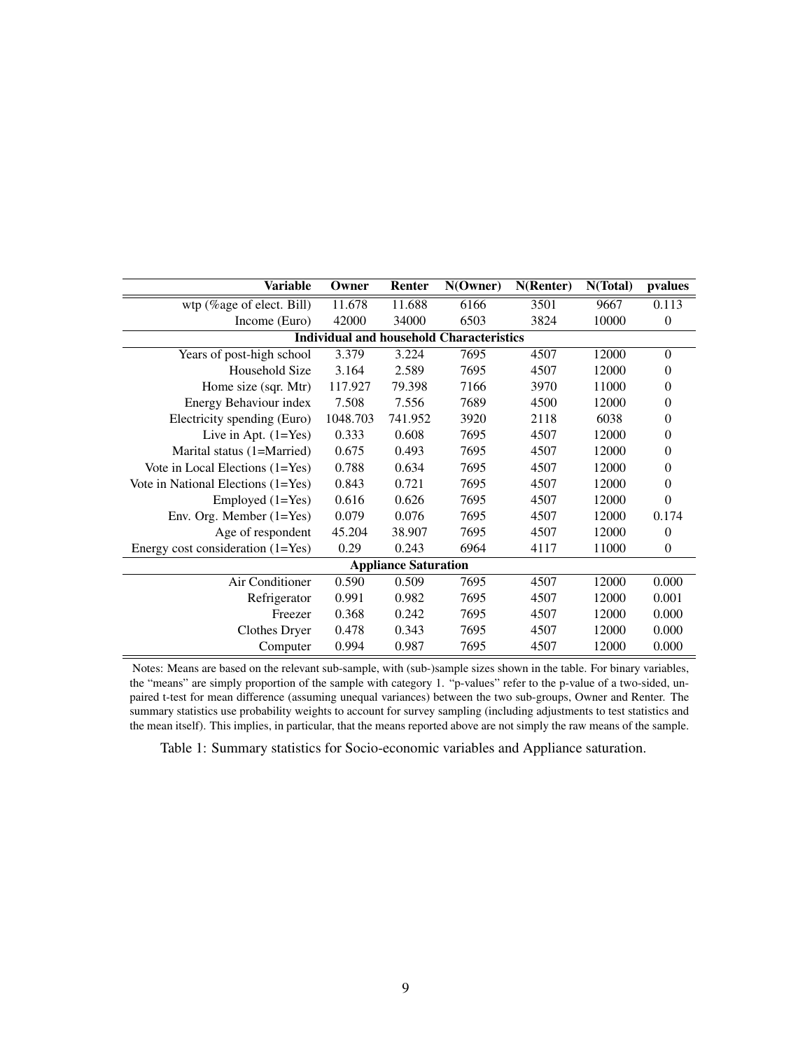| Variable | Owner | Renter | N(Owner) | N(Renter) | N(Total) | pvalues |
|---|---|---|---|---|---|---|
| wtp (%age of elect. Bill) | 11.678 | 11.688 | 6166 | 3501 | 9667 | 0.113 |
| Income (Euro) | 42000 | 34000 | 6503 | 3824 | 10000 | 0 |
| **Individual and household Characteristics** | | | | | | |
| Years of post-high school | 3.379 | 3.224 | 7695 | 4507 | 12000 | 0 |
| Household Size | 3.164 | 2.589 | 7695 | 4507 | 12000 | 0 |
| Home size (sqr. Mtr) | 117.927 | 79.398 | 7166 | 3970 | 11000 | 0 |
| Energy Behaviour index | 7.508 | 7.556 | 7689 | 4500 | 12000 | 0 |
| Electricity spending (Euro) | 1048.703 | 741.952 | 3920 | 2118 | 6038 | 0 |
| Live in Apt. (1=Yes) | 0.333 | 0.608 | 7695 | 4507 | 12000 | 0 |
| Marital status (1=Married) | 0.675 | 0.493 | 7695 | 4507 | 12000 | 0 |
| Vote in Local Elections (1=Yes) | 0.788 | 0.634 | 7695 | 4507 | 12000 | 0 |
| Vote in National Elections (1=Yes) | 0.843 | 0.721 | 7695 | 4507 | 12000 | 0 |
| Employed (1=Yes) | 0.616 | 0.626 | 7695 | 4507 | 12000 | 0 |
| Env. Org. Member (1=Yes) | 0.079 | 0.076 | 7695 | 4507 | 12000 | 0.174 |
| Age of respondent | 45.204 | 38.907 | 7695 | 4507 | 12000 | 0 |
| Energy cost consideration (1=Yes) | 0.29 | 0.243 | 6964 | 4117 | 11000 | 0 |
| **Appliance Saturation** | | | | | | |
| Air Conditioner | 0.590 | 0.509 | 7695 | 4507 | 12000 | 0.000 |
| Refrigerator | 0.991 | 0.982 | 7695 | 4507 | 12000 | 0.001 |
| Freezer | 0.368 | 0.242 | 7695 | 4507 | 12000 | 0.000 |
| Clothes Dryer | 0.478 | 0.343 | 7695 | 4507 | 12000 | 0.000 |
| Computer | 0.994 | 0.987 | 7695 | 4507 | 12000 | 0.000 |

Notes: Means are based on the relevant sub-sample, with (sub-)sample sizes shown in the table. For binary variables, the "means" are simply proportion of the sample with category 1. "p-values" refer to the p-value of a two-sided, unpaired t-test for mean difference (assuming unequal variances) between the two sub-groups, Owner and Renter. The summary statistics use probability weights to account for survey sampling (including adjustments to test statistics and the mean itself). This implies, in particular, that the means reported above are not simply the raw means of the sample.

Table 1: Summary statistics for Socio-economic variables and Appliance saturation.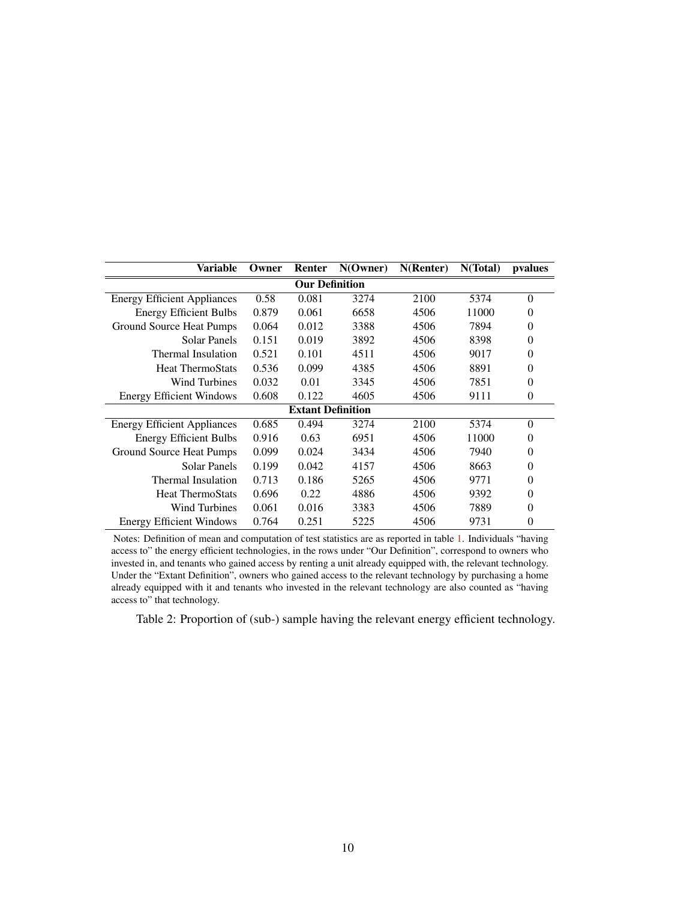| Variable | Owner | Renter | N(Owner) | N(Renter) | N(Total) | pvalues |
|---|---|---|---|---|---|---|
| **Our Definition** | | | | | | |
| Energy Efficient Appliances | 0.58 | 0.081 | 3274 | 2100 | 5374 | 0 |
| Energy Efficient Bulbs | 0.879 | 0.061 | 6658 | 4506 | 11000 | 0 |
| Ground Source Heat Pumps | 0.064 | 0.012 | 3388 | 4506 | 7894 | 0 |
| Solar Panels | 0.151 | 0.019 | 3892 | 4506 | 8398 | 0 |
| Thermal Insulation | 0.521 | 0.101 | 4511 | 4506 | 9017 | 0 |
| Heat ThermoStats | 0.536 | 0.099 | 4385 | 4506 | 8891 | 0 |
| Wind Turbines | 0.032 | 0.01 | 3345 | 4506 | 7851 | 0 |
| Energy Efficient Windows | 0.608 | 0.122 | 4605 | 4506 | 9111 | 0 |
| **Extant Definition** | | | | | | |
| Energy Efficient Appliances | 0.685 | 0.494 | 3274 | 2100 | 5374 | 0 |
| Energy Efficient Bulbs | 0.916 | 0.63 | 6951 | 4506 | 11000 | 0 |
| Ground Source Heat Pumps | 0.099 | 0.024 | 3434 | 4506 | 7940 | 0 |
| Solar Panels | 0.199 | 0.042 | 4157 | 4506 | 8663 | 0 |
| Thermal Insulation | 0.713 | 0.186 | 5265 | 4506 | 9771 | 0 |
| Heat ThermoStats | 0.696 | 0.22 | 4886 | 4506 | 9392 | 0 |
| Wind Turbines | 0.061 | 0.016 | 3383 | 4506 | 7889 | 0 |
| Energy Efficient Windows | 0.764 | 0.251 | 5225 | 4506 | 9731 | 0 |

Notes: Definition of mean and computation of test statistics are as reported in table 1. Individuals "having access to" the energy efficient technologies, in the rows under "Our Definition", correspond to owners who invested in, and tenants who gained access by renting a unit already equipped with, the relevant technology. Under the "Extant Definition", owners who gained access to the relevant technology by purchasing a home already equipped with it and tenants who invested in the relevant technology are also counted as "having access to" that technology.

Table 2: Proportion of (sub-) sample having the relevant energy efficient technology.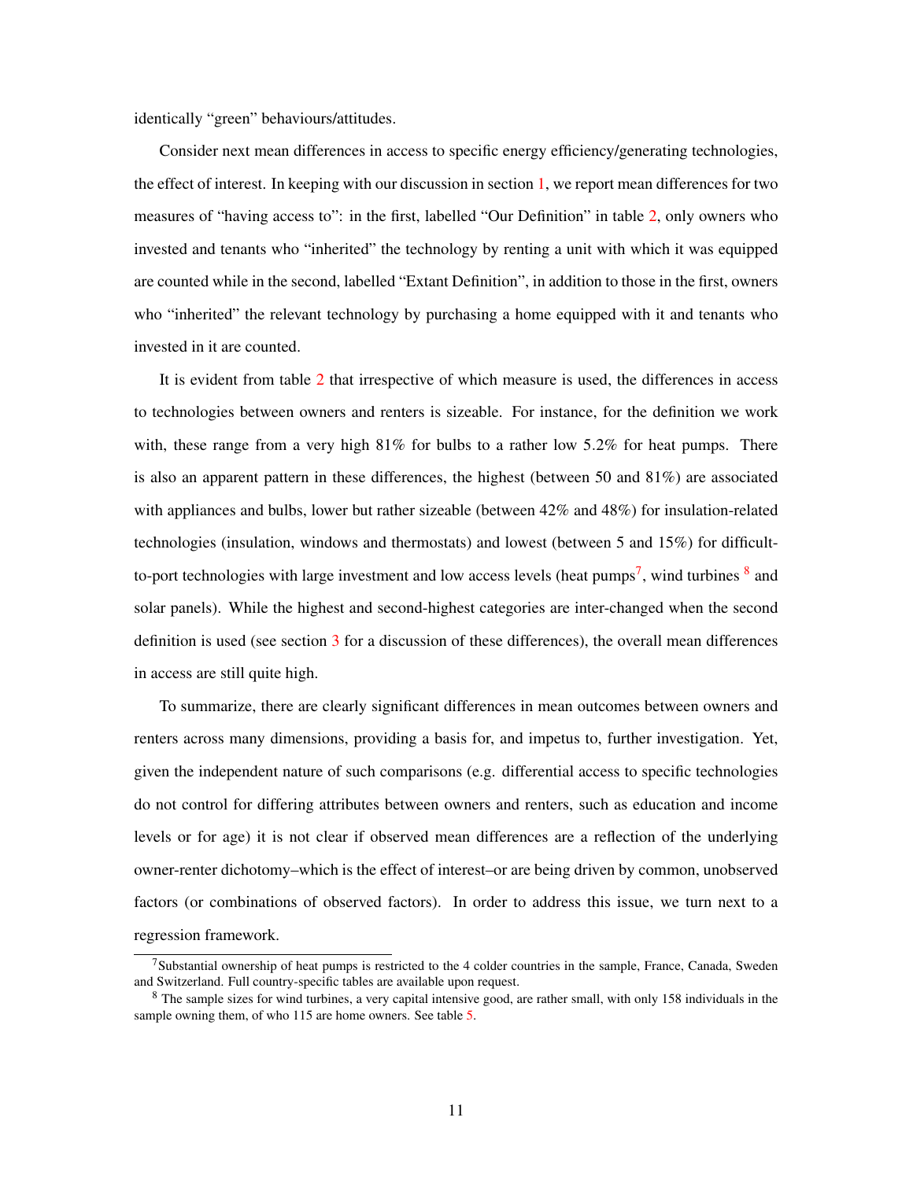identically "green" behaviours/attitudes.

Consider next mean differences in access to specific energy efficiency/generating technologies, the effect of interest. In keeping with our discussion in section 1, we report mean differences for two measures of "having access to": in the first, labelled "Our Definition" in table 2, only owners who invested and tenants who "inherited" the technology by renting a unit with which it was equipped are counted while in the second, labelled "Extant Definition", in addition to those in the first, owners who "inherited" the relevant technology by purchasing a home equipped with it and tenants who invested in it are counted.

It is evident from table 2 that irrespective of which measure is used, the differences in access to technologies between owners and renters is sizeable. For instance, for the definition we work with, these range from a very high 81% for bulbs to a rather low 5.2% for heat pumps. There is also an apparent pattern in these differences, the highest (between 50 and 81%) are associated with appliances and bulbs, lower but rather sizeable (between 42% and 48%) for insulation-related technologies (insulation, windows and thermostats) and lowest (between 5 and 15%) for difficult-to-port technologies with large investment and low access levels (heat pumps[7], wind turbines [8] and solar panels). While the highest and second-highest categories are inter-changed when the second definition is used (see section 3 for a discussion of these differences), the overall mean differences in access are still quite high.

To summarize, there are clearly significant differences in mean outcomes between owners and renters across many dimensions, providing a basis for, and impetus to, further investigation. Yet, given the independent nature of such comparisons (e.g. differential access to specific technologies do not control for differing attributes between owners and renters, such as education and income levels or for age) it is not clear if observed mean differences are a reflection of the underlying owner-renter dichotomy–which is the effect of interest–or are being driven by common, unobserved factors (or combinations of observed factors). In order to address this issue, we turn next to a regression framework.

[7] Substantial ownership of heat pumps is restricted to the 4 colder countries in the sample, France, Canada, Sweden and Switzerland. Full country-specific tables are available upon request.

[8] The sample sizes for wind turbines, a very capital intensive good, are rather small, with only 158 individuals in the sample owning them, of who 115 are home owners. See table 5.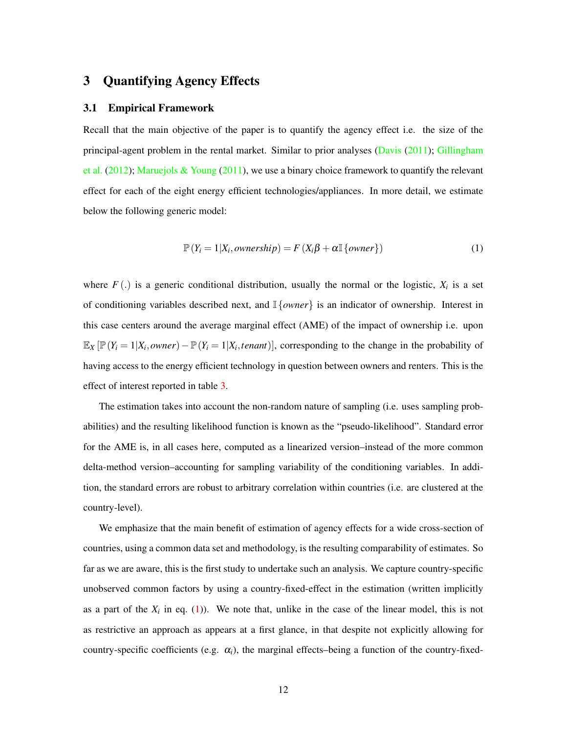# 3 Quantifying Agency Effects

## 3.1 Empirical Framework

Recall that the main objective of the paper is to quantify the agency effect i.e. the size of the principal-agent problem in the rental market. Similar to prior analyses (Davis (2011); Gillingham et al. (2012); Maruejols & Young (2011), we use a binary choice framework to quantify the relevant effect for each of the eight energy efficient technologies/appliances. In more detail, we estimate below the following generic model:

$$\mathbb{P}(Y_i = 1 | X_i, ownership) = F(X_i\beta + \alpha\mathbb{I}\{owner\}) \tag{1}$$

where $F(.)$ is a generic conditional distribution, usually the normal or the logistic, $X_i$ is a set of conditioning variables described next, and $\mathbb{I}\{owner\}$ is an indicator of ownership. Interest in this case centers around the average marginal effect (AME) of the impact of ownership i.e. upon $\mathbb{E}_X[\mathbb{P}(Y_i = 1|X_i, owner) - \mathbb{P}(Y_i = 1|X_i, tenant)]$, corresponding to the change in the probability of having access to the energy efficient technology in question between owners and renters. This is the effect of interest reported in table 3.

The estimation takes into account the non-random nature of sampling (i.e. uses sampling probabilities) and the resulting likelihood function is known as the "pseudo-likelihood". Standard error for the AME is, in all cases here, computed as a linearized version–instead of the more common delta-method version–accounting for sampling variability of the conditioning variables. In addition, the standard errors are robust to arbitrary correlation within countries (i.e. are clustered at the country-level).

We emphasize that the main benefit of estimation of agency effects for a wide cross-section of countries, using a common data set and methodology, is the resulting comparability of estimates. So far as we are aware, this is the first study to undertake such an analysis. We capture country-specific unobserved common factors by using a country-fixed-effect in the estimation (written implicitly as a part of the $X_i$ in eq. (1)). We note that, unlike in the case of the linear model, this is not as restrictive an approach as appears at a first glance, in that despite not explicitly allowing for country-specific coefficients (e.g. $\alpha_i$), the marginal effects–being a function of the country-fixed-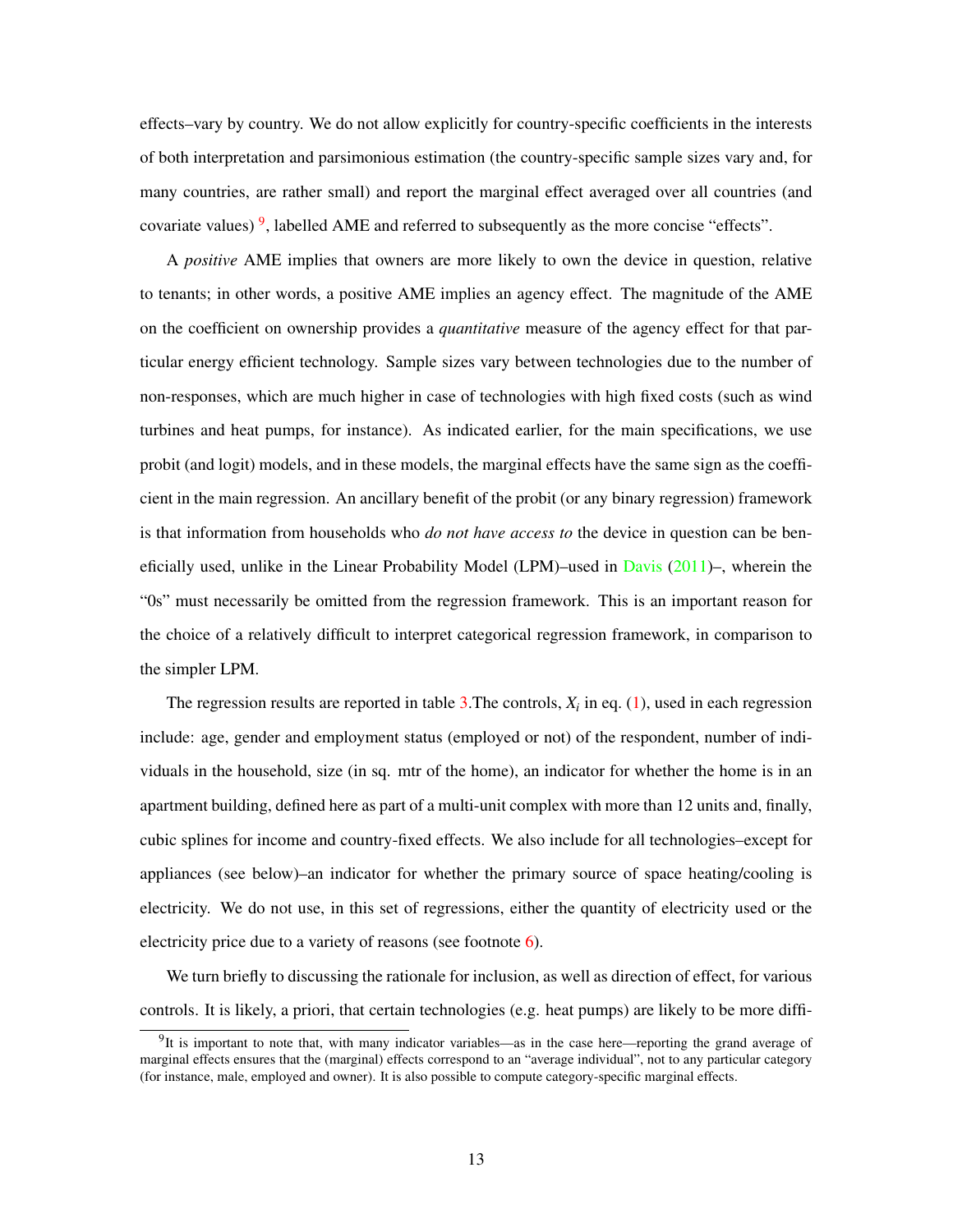effects–vary by country. We do not allow explicitly for country-specific coefficients in the interests of both interpretation and parsimonious estimation (the country-specific sample sizes vary and, for many countries, are rather small) and report the marginal effect averaged over all countries (and covariate values) [9], labelled AME and referred to subsequently as the more concise "effects".

A *positive* AME implies that owners are more likely to own the device in question, relative to tenants; in other words, a positive AME implies an agency effect. The magnitude of the AME on the coefficient on ownership provides a *quantitative* measure of the agency effect for that particular energy efficient technology. Sample sizes vary between technologies due to the number of non-responses, which are much higher in case of technologies with high fixed costs (such as wind turbines and heat pumps, for instance). As indicated earlier, for the main specifications, we use probit (and logit) models, and in these models, the marginal effects have the same sign as the coefficient in the main regression. An ancillary benefit of the probit (or any binary regression) framework is that information from households who *do not have access to* the device in question can be beneficially used, unlike in the Linear Probability Model (LPM)–used in Davis (2011)–, wherein the "0s" must necessarily be omitted from the regression framework. This is an important reason for the choice of a relatively difficult to interpret categorical regression framework, in comparison to the simpler LPM.

The regression results are reported in table 3.The controls, $X_i$ in eq. (1), used in each regression include: age, gender and employment status (employed or not) of the respondent, number of individuals in the household, size (in sq. mtr of the home), an indicator for whether the home is in an apartment building, defined here as part of a multi-unit complex with more than 12 units and, finally, cubic splines for income and country-fixed effects. We also include for all technologies–except for appliances (see below)–an indicator for whether the primary source of space heating/cooling is electricity. We do not use, in this set of regressions, either the quantity of electricity used or the electricity price due to a variety of reasons (see footnote 6).

We turn briefly to discussing the rationale for inclusion, as well as direction of effect, for various controls. It is likely, a priori, that certain technologies (e.g. heat pumps) are likely to be more diffi-

[9] It is important to note that, with many indicator variables—as in the case here—reporting the grand average of marginal effects ensures that the (marginal) effects correspond to an "average individual", not to any particular category (for instance, male, employed and owner). It is also possible to compute category-specific marginal effects.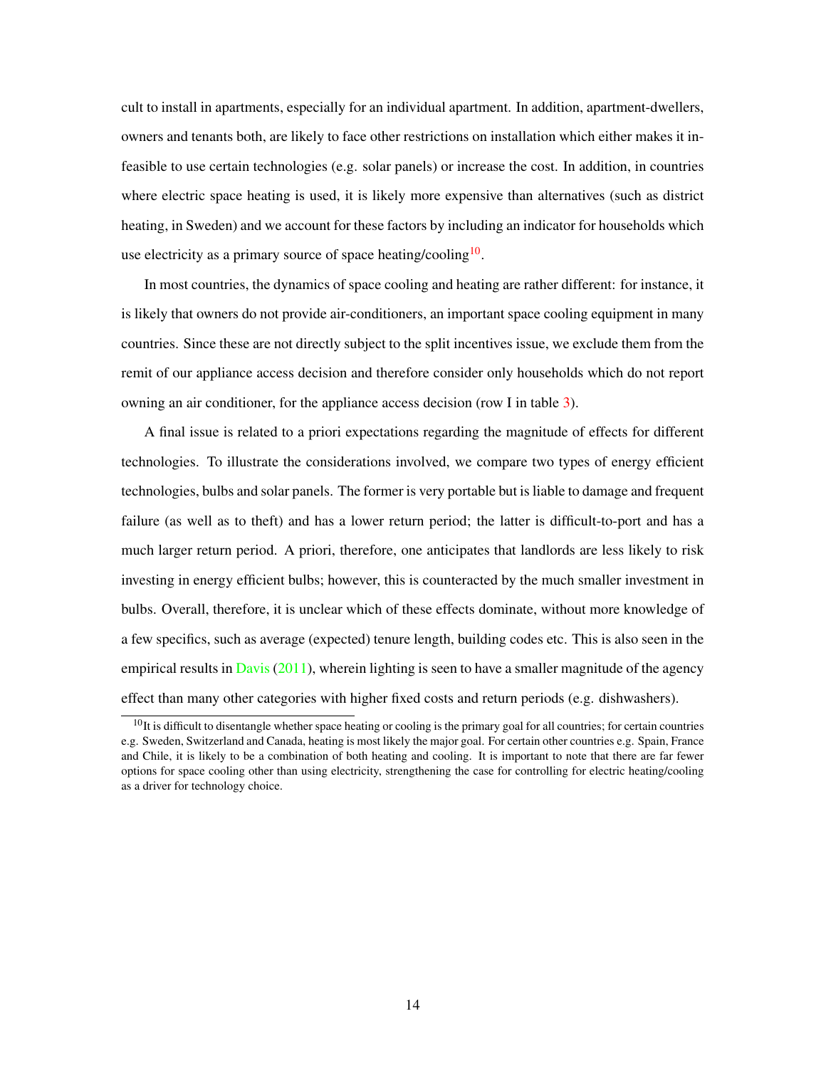cult to install in apartments, especially for an individual apartment. In addition, apartment-dwellers, owners and tenants both, are likely to face other restrictions on installation which either makes it infeasible to use certain technologies (e.g. solar panels) or increase the cost. In addition, in countries where electric space heating is used, it is likely more expensive than alternatives (such as district heating, in Sweden) and we account for these factors by including an indicator for households which use electricity as a primary source of space heating/cooling[10].

In most countries, the dynamics of space cooling and heating are rather different: for instance, it is likely that owners do not provide air-conditioners, an important space cooling equipment in many countries. Since these are not directly subject to the split incentives issue, we exclude them from the remit of our appliance access decision and therefore consider only households which do not report owning an air conditioner, for the appliance access decision (row I in table 3).

A final issue is related to a priori expectations regarding the magnitude of effects for different technologies. To illustrate the considerations involved, we compare two types of energy efficient technologies, bulbs and solar panels. The former is very portable but is liable to damage and frequent failure (as well as to theft) and has a lower return period; the latter is difficult-to-port and has a much larger return period. A priori, therefore, one anticipates that landlords are less likely to risk investing in energy efficient bulbs; however, this is counteracted by the much smaller investment in bulbs. Overall, therefore, it is unclear which of these effects dominate, without more knowledge of a few specifics, such as average (expected) tenure length, building codes etc. This is also seen in the empirical results in Davis (2011), wherein lighting is seen to have a smaller magnitude of the agency effect than many other categories with higher fixed costs and return periods (e.g. dishwashers).

[10] It is difficult to disentangle whether space heating or cooling is the primary goal for all countries; for certain countries e.g. Sweden, Switzerland and Canada, heating is most likely the major goal. For certain other countries e.g. Spain, France and Chile, it is likely to be a combination of both heating and cooling. It is important to note that there are far fewer options for space cooling other than using electricity, strengthening the case for controlling for electric heating/cooling as a driver for technology choice.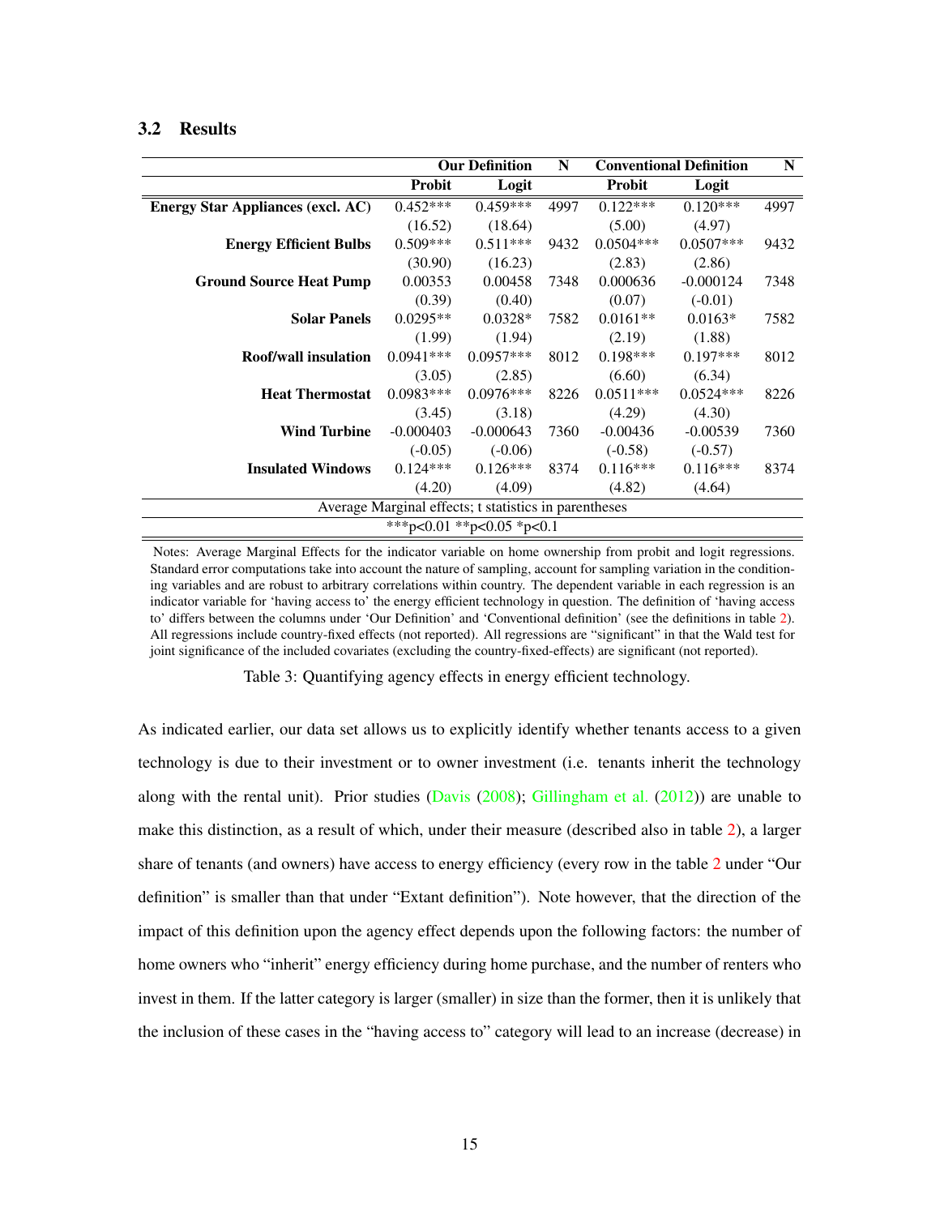### 3.2 Results

| | Our Definition | | N | Conventional Definition | | N |
|---|---|---|---|---|---|---|
| | Probit | Logit | | Probit | Logit | |
| **Energy Star Appliances (excl. AC)** | 0.452*** | 0.459*** | 4997 | 0.122*** | 0.120*** | 4997 |
| | (16.52) | (18.64) | | (5.00) | (4.97) | |
| **Energy Efficient Bulbs** | 0.509*** | 0.511*** | 9432 | 0.0504*** | 0.0507*** | 9432 |
| | (30.90) | (16.23) | | (2.83) | (2.86) | |
| **Ground Source Heat Pump** | 0.00353 | 0.00458 | 7348 | 0.000636 | -0.000124 | 7348 |
| | (0.39) | (0.40) | | (0.07) | (-0.01) | |
| **Solar Panels** | 0.0295** | 0.0328* | 7582 | 0.0161** | 0.0163* | 7582 |
| | (1.99) | (1.94) | | (2.19) | (1.88) | |
| **Roof/wall insulation** | 0.0941*** | 0.0957*** | 8012 | 0.198*** | 0.197*** | 8012 |
| | (3.05) | (2.85) | | (6.60) | (6.34) | |
| **Heat Thermostat** | 0.0983*** | 0.0976*** | 8226 | 0.0511*** | 0.0524*** | 8226 |
| | (3.45) | (3.18) | | (4.29) | (4.30) | |
| **Wind Turbine** | -0.000403 | -0.000643 | 7360 | -0.00436 | -0.00539 | 7360 |
| | (-0.05) | (-0.06) | | (-0.58) | (-0.57) | |
| **Insulated Windows** | 0.124*** | 0.126*** | 8374 | 0.116*** | 0.116*** | 8374 |
| | (4.20) | (4.09) | | (4.82) | (4.64) | |

Average Marginal effects; t statistics in parentheses

***p<0.01 **p<0.05 *p<0.1

Notes: Average Marginal Effects for the indicator variable on home ownership from probit and logit regressions. Standard error computations take into account the nature of sampling, account for sampling variation in the conditioning variables and are robust to arbitrary correlations within country. The dependent variable in each regression is an indicator variable for 'having access to' the energy efficient technology in question. The definition of 'having access to' differs between the columns under 'Our Definition' and 'Conventional definition' (see the definitions in table 2). All regressions include country-fixed effects (not reported). All regressions are "significant" in that the Wald test for joint significance of the included covariates (excluding the country-fixed-effects) are significant (not reported).

Table 3: Quantifying agency effects in energy efficient technology.

As indicated earlier, our data set allows us to explicitly identify whether tenants access to a given technology is due to their investment or to owner investment (i.e. tenants inherit the technology along with the rental unit). Prior studies (Davis (2008); Gillingham et al. (2012)) are unable to make this distinction, as a result of which, under their measure (described also in table 2), a larger share of tenants (and owners) have access to energy efficiency (every row in the table 2 under "Our definition" is smaller than that under "Extant definition"). Note however, that the direction of the impact of this definition upon the agency effect depends upon the following factors: the number of home owners who "inherit" energy efficiency during home purchase, and the number of renters who invest in them. If the latter category is larger (smaller) in size than the former, then it is unlikely that the inclusion of these cases in the "having access to" category will lead to an increase (decrease) in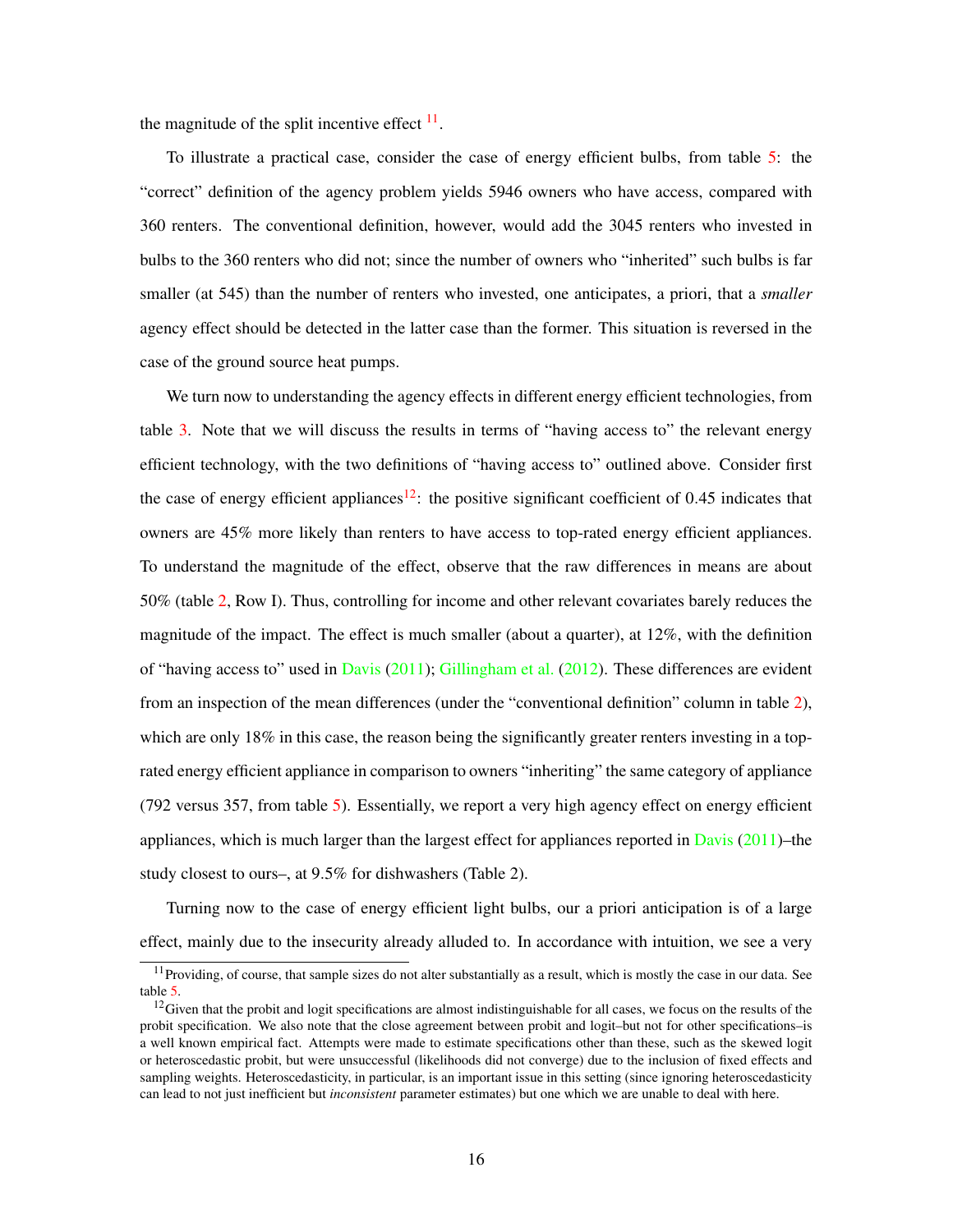the magnitude of the split incentive effect [11].

To illustrate a practical case, consider the case of energy efficient bulbs, from table 5: the "correct" definition of the agency problem yields 5946 owners who have access, compared with 360 renters. The conventional definition, however, would add the 3045 renters who invested in bulbs to the 360 renters who did not; since the number of owners who "inherited" such bulbs is far smaller (at 545) than the number of renters who invested, one anticipates, a priori, that a *smaller* agency effect should be detected in the latter case than the former. This situation is reversed in the case of the ground source heat pumps.

We turn now to understanding the agency effects in different energy efficient technologies, from table 3. Note that we will discuss the results in terms of "having access to" the relevant energy efficient technology, with the two definitions of "having access to" outlined above. Consider first the case of energy efficient appliances[12]: the positive significant coefficient of 0.45 indicates that owners are 45% more likely than renters to have access to top-rated energy efficient appliances. To understand the magnitude of the effect, observe that the raw differences in means are about 50% (table 2, Row I). Thus, controlling for income and other relevant covariates barely reduces the magnitude of the impact. The effect is much smaller (about a quarter), at 12%, with the definition of "having access to" used in Davis (2011); Gillingham et al. (2012). These differences are evident from an inspection of the mean differences (under the "conventional definition" column in table 2), which are only 18% in this case, the reason being the significantly greater renters investing in a top-rated energy efficient appliance in comparison to owners "inheriting" the same category of appliance (792 versus 357, from table 5). Essentially, we report a very high agency effect on energy efficient appliances, which is much larger than the largest effect for appliances reported in Davis (2011)–the study closest to ours–, at 9.5% for dishwashers (Table 2).

Turning now to the case of energy efficient light bulbs, our a priori anticipation is of a large effect, mainly due to the insecurity already alluded to. In accordance with intuition, we see a very

[11] Providing, of course, that sample sizes do not alter substantially as a result, which is mostly the case in our data. See table 5.

[12] Given that the probit and logit specifications are almost indistinguishable for all cases, we focus on the results of the probit specification. We also note that the close agreement between probit and logit–but not for other specifications–is a well known empirical fact. Attempts were made to estimate specifications other than these, such as the skewed logit or heteroscedastic probit, but were unsuccessful (likelihoods did not converge) due to the inclusion of fixed effects and sampling weights. Heteroscedasticity, in particular, is an important issue in this setting (since ignoring heteroscedasticity can lead to not just inefficient but *inconsistent* parameter estimates) but one which we are unable to deal with here.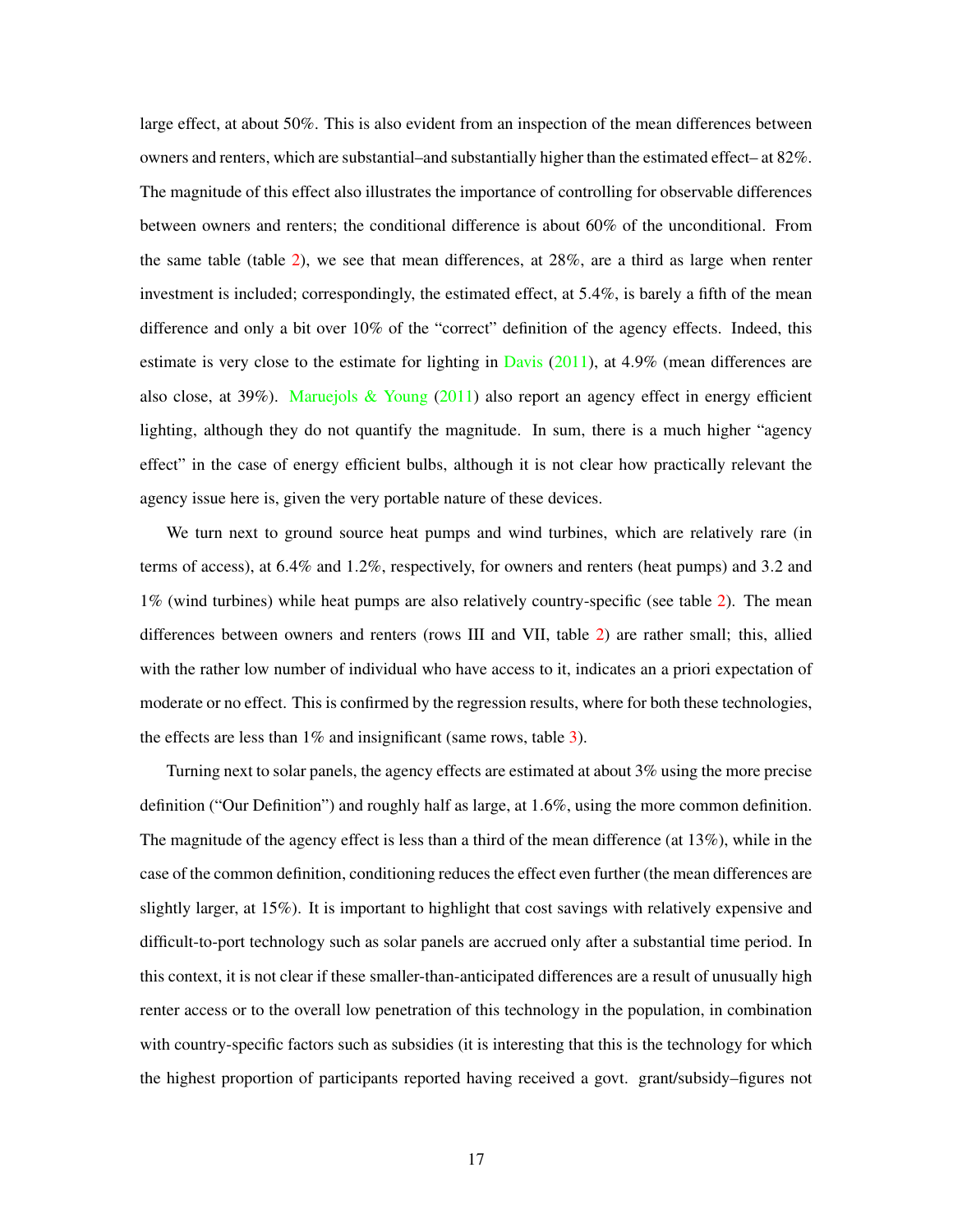large effect, at about 50%. This is also evident from an inspection of the mean differences between owners and renters, which are substantial–and substantially higher than the estimated effect– at 82%. The magnitude of this effect also illustrates the importance of controlling for observable differences between owners and renters; the conditional difference is about 60% of the unconditional. From the same table (table 2), we see that mean differences, at 28%, are a third as large when renter investment is included; correspondingly, the estimated effect, at 5.4%, is barely a fifth of the mean difference and only a bit over 10% of the "correct" definition of the agency effects. Indeed, this estimate is very close to the estimate for lighting in Davis (2011), at 4.9% (mean differences are also close, at 39%). Maruejols & Young (2011) also report an agency effect in energy efficient lighting, although they do not quantify the magnitude. In sum, there is a much higher "agency effect" in the case of energy efficient bulbs, although it is not clear how practically relevant the agency issue here is, given the very portable nature of these devices.

We turn next to ground source heat pumps and wind turbines, which are relatively rare (in terms of access), at 6.4% and 1.2%, respectively, for owners and renters (heat pumps) and 3.2 and 1% (wind turbines) while heat pumps are also relatively country-specific (see table 2). The mean differences between owners and renters (rows III and VII, table 2) are rather small; this, allied with the rather low number of individual who have access to it, indicates an a priori expectation of moderate or no effect. This is confirmed by the regression results, where for both these technologies, the effects are less than 1% and insignificant (same rows, table 3).

Turning next to solar panels, the agency effects are estimated at about 3% using the more precise definition ("Our Definition") and roughly half as large, at 1.6%, using the more common definition. The magnitude of the agency effect is less than a third of the mean difference (at 13%), while in the case of the common definition, conditioning reduces the effect even further (the mean differences are slightly larger, at 15%). It is important to highlight that cost savings with relatively expensive and difficult-to-port technology such as solar panels are accrued only after a substantial time period. In this context, it is not clear if these smaller-than-anticipated differences are a result of unusually high renter access or to the overall low penetration of this technology in the population, in combination with country-specific factors such as subsidies (it is interesting that this is the technology for which the highest proportion of participants reported having received a govt. grant/subsidy–figures not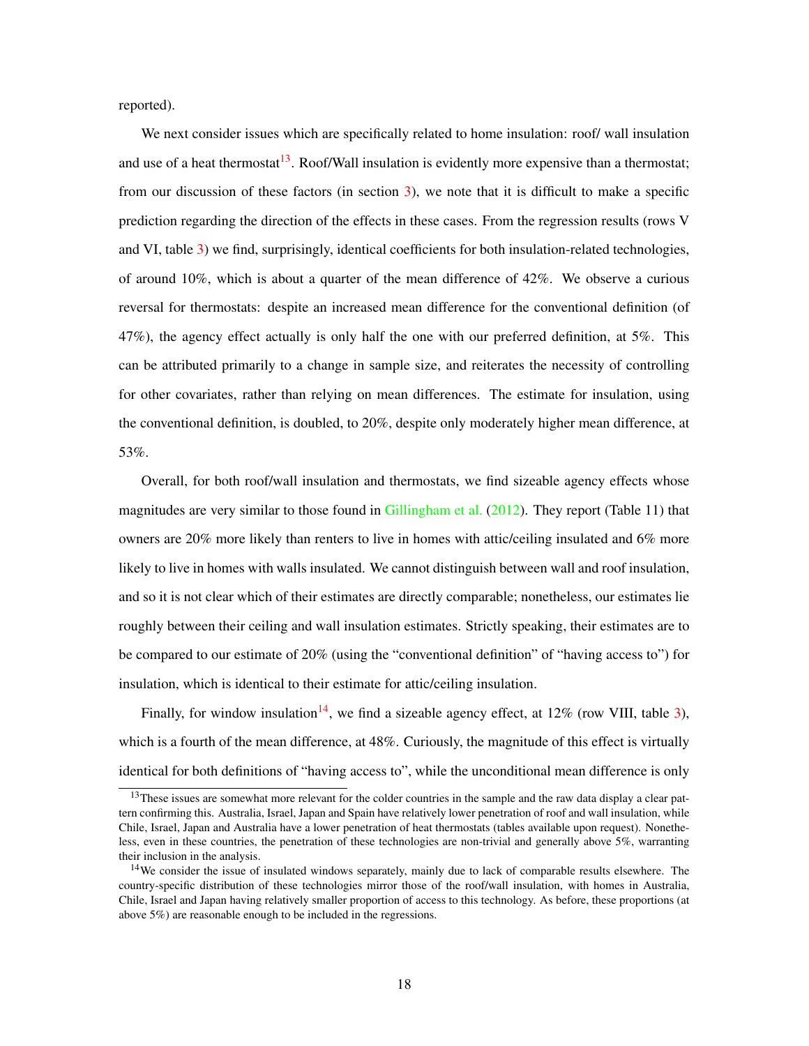reported).

We next consider issues which are specifically related to home insulation: roof/ wall insulation and use of a heat thermostat[13]. Roof/Wall insulation is evidently more expensive than a thermostat; from our discussion of these factors (in section 3), we note that it is difficult to make a specific prediction regarding the direction of the effects in these cases. From the regression results (rows V and VI, table 3) we find, surprisingly, identical coefficients for both insulation-related technologies, of around 10%, which is about a quarter of the mean difference of 42%. We observe a curious reversal for thermostats: despite an increased mean difference for the conventional definition (of 47%), the agency effect actually is only half the one with our preferred definition, at 5%. This can be attributed primarily to a change in sample size, and reiterates the necessity of controlling for other covariates, rather than relying on mean differences. The estimate for insulation, using the conventional definition, is doubled, to 20%, despite only moderately higher mean difference, at 53%.

Overall, for both roof/wall insulation and thermostats, we find sizeable agency effects whose magnitudes are very similar to those found in Gillingham et al. (2012). They report (Table 11) that owners are 20% more likely than renters to live in homes with attic/ceiling insulated and 6% more likely to live in homes with walls insulated. We cannot distinguish between wall and roof insulation, and so it is not clear which of their estimates are directly comparable; nonetheless, our estimates lie roughly between their ceiling and wall insulation estimates. Strictly speaking, their estimates are to be compared to our estimate of 20% (using the "conventional definition" of "having access to") for insulation, which is identical to their estimate for attic/ceiling insulation.

Finally, for window insulation[14], we find a sizeable agency effect, at 12% (row VIII, table 3), which is a fourth of the mean difference, at 48%. Curiously, the magnitude of this effect is virtually identical for both definitions of "having access to", while the unconditional mean difference is only

[13] These issues are somewhat more relevant for the colder countries in the sample and the raw data display a clear pattern confirming this. Australia, Israel, Japan and Spain have relatively lower penetration of roof and wall insulation, while Chile, Israel, Japan and Australia have a lower penetration of heat thermostats (tables available upon request). Nonetheless, even in these countries, the penetration of these technologies are non-trivial and generally above 5%, warranting their inclusion in the analysis.

[14] We consider the issue of insulated windows separately, mainly due to lack of comparable results elsewhere. The country-specific distribution of these technologies mirror those of the roof/wall insulation, with homes in Australia, Chile, Israel and Japan having relatively smaller proportion of access to this technology. As before, these proportions (at above 5%) are reasonable enough to be included in the regressions.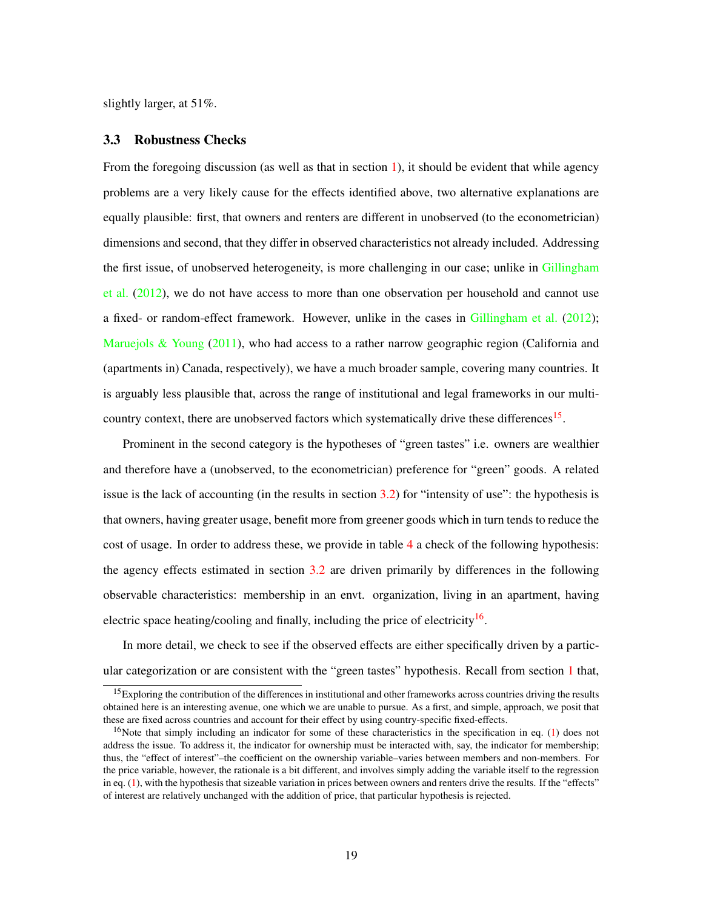slightly larger, at 51%.

### 3.3 Robustness Checks

From the foregoing discussion (as well as that in section 1), it should be evident that while agency problems are a very likely cause for the effects identified above, two alternative explanations are equally plausible: first, that owners and renters are different in unobserved (to the econometrician) dimensions and second, that they differ in observed characteristics not already included. Addressing the first issue, of unobserved heterogeneity, is more challenging in our case; unlike in Gillingham et al. (2012), we do not have access to more than one observation per household and cannot use a fixed- or random-effect framework. However, unlike in the cases in Gillingham et al. (2012); Maruejols & Young (2011), who had access to a rather narrow geographic region (California and (apartments in) Canada, respectively), we have a much broader sample, covering many countries. It is arguably less plausible that, across the range of institutional and legal frameworks in our multi-country context, there are unobserved factors which systematically drive these differences[15].

Prominent in the second category is the hypotheses of "green tastes" i.e. owners are wealthier and therefore have a (unobserved, to the econometrician) preference for "green" goods. A related issue is the lack of accounting (in the results in section 3.2) for "intensity of use": the hypothesis is that owners, having greater usage, benefit more from greener goods which in turn tends to reduce the cost of usage. In order to address these, we provide in table 4 a check of the following hypothesis: the agency effects estimated in section 3.2 are driven primarily by differences in the following observable characteristics: membership in an envt. organization, living in an apartment, having electric space heating/cooling and finally, including the price of electricity[16].

In more detail, we check to see if the observed effects are either specifically driven by a particular categorization or are consistent with the "green tastes" hypothesis. Recall from section 1 that,

[15] Exploring the contribution of the differences in institutional and other frameworks across countries driving the results obtained here is an interesting avenue, one which we are unable to pursue. As a first, and simple, approach, we posit that these are fixed across countries and account for their effect by using country-specific fixed-effects.

[16] Note that simply including an indicator for some of these characteristics in the specification in eq. (1) does not address the issue. To address it, the indicator for ownership must be interacted with, say, the indicator for membership; thus, the "effect of interest"–the coefficient on the ownership variable–varies between members and non-members. For the price variable, however, the rationale is a bit different, and involves simply adding the variable itself to the regression in eq. (1), with the hypothesis that sizeable variation in prices between owners and renters drive the results. If the "effects" of interest are relatively unchanged with the addition of price, that particular hypothesis is rejected.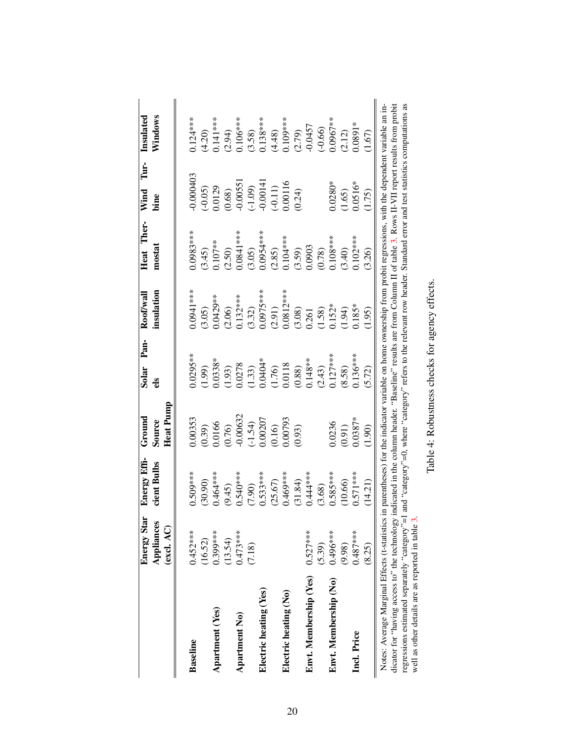| | Energy Star Appliances (excl. AC) | Energy Efficient Bulbs | Ground Source Heat Pump | Solar Panels | Roof/wall insulation | Heat Thermostat | Wind Turbine | Insulated Windows |
|---|---|---|---|---|---|---|---|---|
| **Baseline** | 0.452*** | 0.509*** | 0.00353 | 0.0295** | 0.0941*** | 0.0983*** | -0.000403 | 0.124*** |
| | (16.52) | (30.90) | (0.39) | (1.99) | (3.05) | (3.45) | (-0.05) | (4.20) |
| **Apartment (Yes)** | 0.399*** | 0.464*** | 0.0166 | 0.0338* | 0.0429** | 0.107** | 0.0129 | 0.141*** |
| | (13.54) | (9.45) | (0.76) | (1.93) | (2.06) | (2.50) | (0.68) | (2.94) |
| **Apartment No)** | 0.473*** | 0.540*** | -0.00632 | 0.0278 | 0.132*** | 0.0841*** | -0.00551 | 0.106*** |
| | (7.18) | (7.90) | (-1.54) | (1.33) | (3.32) | (3.05) | (-1.09) | (3.58) |
| **Electric heating (Yes)** | | 0.533*** | 0.00207 | 0.0404* | 0.0975*** | 0.0954*** | -0.00141 | 0.138*** |
| | | (25.67) | (0.16) | (1.76) | (2.91) | (2.85) | (-0.11) | (4.48) |
| **Electric heating (No)** | | 0.469*** | 0.00793 | 0.0118 | 0.0812*** | 0.104*** | 0.00116 | 0.109*** |
| | | (31.84) | (0.93) | (0.88) | (3.08) | (3.59) | (0.24) | (2.79) |
| **Envt. Membership (Yes)** | 0.527*** | 0.444*** | | 0.148** | 0.261 | 0.0903 | | -0.0457 |
| | (5.39) | (3.68) | | (2.43) | (1.58) | (0.78) | | (-0.66) |
| **Envt. Membership (No)** | 0.496*** | 0.585*** | 0.0236 | 0.127*** | 0.152* | 0.108*** | 0.0280* | 0.0967** |
| | (9.98) | (10.66) | (0.91) | (8.58) | (1.94) | (3.40) | (1.65) | (2.12) |
| **Incl. Price** | 0.487*** | 0.571*** | 0.0387* | 0.136*** | 0.185* | 0.102*** | 0.0516* | 0.0891* |
| | (8.25) | (14.21) | (1.90) | (5.72) | (1.95) | (3.26) | (1.75) | (1.67) |

Notes: Average Marginal Effects (t-statistics in parentheses) for the indicator variable on home ownership from probit regressions, with the dependent variable an indicator for "having access to" the technology indicated in the column header. "Baseline" results are from Column II of table 3. Rows II-VII report results from probit regressions estimated separately "category"=1 and "category"=0, where "category" refers to the relevant row header. Standard error and test statistics computations as well as other details are as reported in table 3.

Table 4: Robustness checks for agency effects.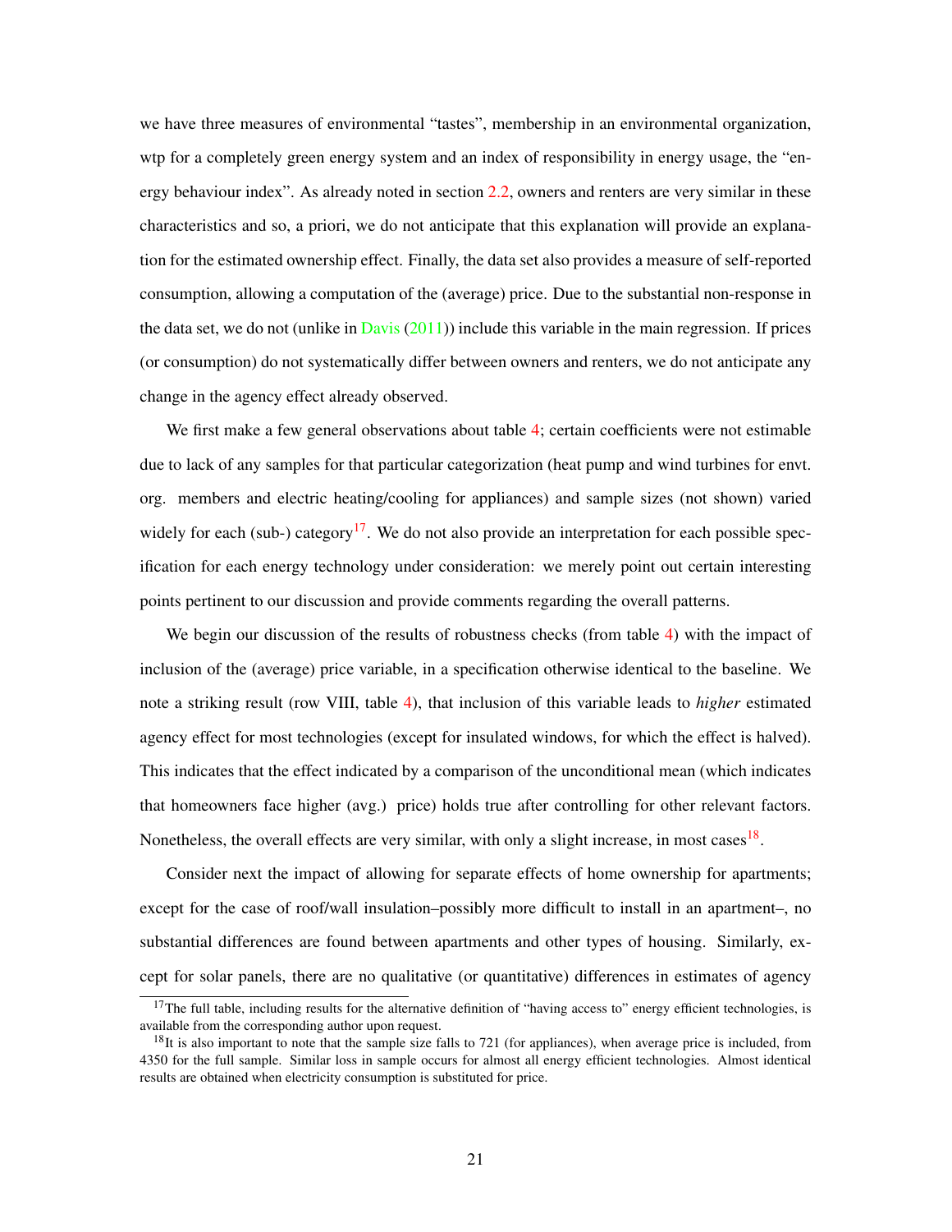we have three measures of environmental "tastes", membership in an environmental organization, wtp for a completely green energy system and an index of responsibility in energy usage, the "energy behaviour index". As already noted in section 2.2, owners and renters are very similar in these characteristics and so, a priori, we do not anticipate that this explanation will provide an explanation for the estimated ownership effect. Finally, the data set also provides a measure of self-reported consumption, allowing a computation of the (average) price. Due to the substantial non-response in the data set, we do not (unlike in Davis (2011)) include this variable in the main regression. If prices (or consumption) do not systematically differ between owners and renters, we do not anticipate any change in the agency effect already observed.

We first make a few general observations about table 4; certain coefficients were not estimable due to lack of any samples for that particular categorization (heat pump and wind turbines for envt. org. members and electric heating/cooling for appliances) and sample sizes (not shown) varied widely for each (sub-) category[17]. We do not also provide an interpretation for each possible specification for each energy technology under consideration: we merely point out certain interesting points pertinent to our discussion and provide comments regarding the overall patterns.

We begin our discussion of the results of robustness checks (from table 4) with the impact of inclusion of the (average) price variable, in a specification otherwise identical to the baseline. We note a striking result (row VIII, table 4), that inclusion of this variable leads to *higher* estimated agency effect for most technologies (except for insulated windows, for which the effect is halved). This indicates that the effect indicated by a comparison of the unconditional mean (which indicates that homeowners face higher (avg.) price) holds true after controlling for other relevant factors. Nonetheless, the overall effects are very similar, with only a slight increase, in most cases[18].

Consider next the impact of allowing for separate effects of home ownership for apartments; except for the case of roof/wall insulation–possibly more difficult to install in an apartment–, no substantial differences are found between apartments and other types of housing. Similarly, except for solar panels, there are no qualitative (or quantitative) differences in estimates of agency

[17] The full table, including results for the alternative definition of "having access to" energy efficient technologies, is available from the corresponding author upon request.

[18] It is also important to note that the sample size falls to 721 (for appliances), when average price is included, from 4350 for the full sample. Similar loss in sample occurs for almost all energy efficient technologies. Almost identical results are obtained when electricity consumption is substituted for price.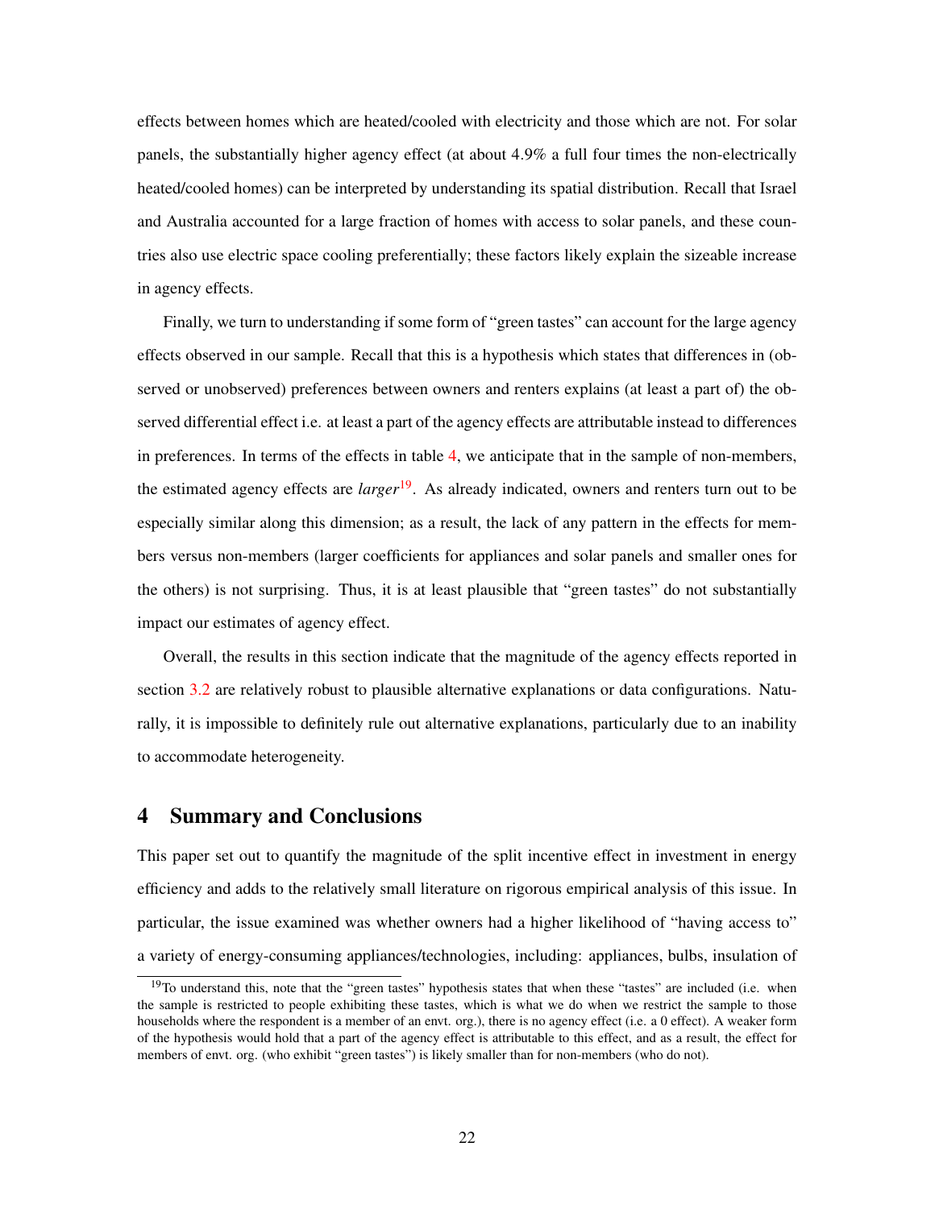effects between homes which are heated/cooled with electricity and those which are not. For solar panels, the substantially higher agency effect (at about 4.9% a full four times the non-electrically heated/cooled homes) can be interpreted by understanding its spatial distribution. Recall that Israel and Australia accounted for a large fraction of homes with access to solar panels, and these countries also use electric space cooling preferentially; these factors likely explain the sizeable increase in agency effects.

Finally, we turn to understanding if some form of "green tastes" can account for the large agency effects observed in our sample. Recall that this is a hypothesis which states that differences in (observed or unobserved) preferences between owners and renters explains (at least a part of) the observed differential effect i.e. at least a part of the agency effects are attributable instead to differences in preferences. In terms of the effects in table 4, we anticipate that in the sample of non-members, the estimated agency effects are *larger*[19]. As already indicated, owners and renters turn out to be especially similar along this dimension; as a result, the lack of any pattern in the effects for members versus non-members (larger coefficients for appliances and solar panels and smaller ones for the others) is not surprising. Thus, it is at least plausible that "green tastes" do not substantially impact our estimates of agency effect.

Overall, the results in this section indicate that the magnitude of the agency effects reported in section 3.2 are relatively robust to plausible alternative explanations or data configurations. Naturally, it is impossible to definitely rule out alternative explanations, particularly due to an inability to accommodate heterogeneity.

# 4 Summary and Conclusions

This paper set out to quantify the magnitude of the split incentive effect in investment in energy efficiency and adds to the relatively small literature on rigorous empirical analysis of this issue. In particular, the issue examined was whether owners had a higher likelihood of "having access to" a variety of energy-consuming appliances/technologies, including: appliances, bulbs, insulation of

[19] To understand this, note that the "green tastes" hypothesis states that when these "tastes" are included (i.e. when the sample is restricted to people exhibiting these tastes, which is what we do when we restrict the sample to those households where the respondent is a member of an envt. org.), there is no agency effect (i.e. a 0 effect). A weaker form of the hypothesis would hold that a part of the agency effect is attributable to this effect, and as a result, the effect for members of envt. org. (who exhibit "green tastes") is likely smaller than for non-members (who do not).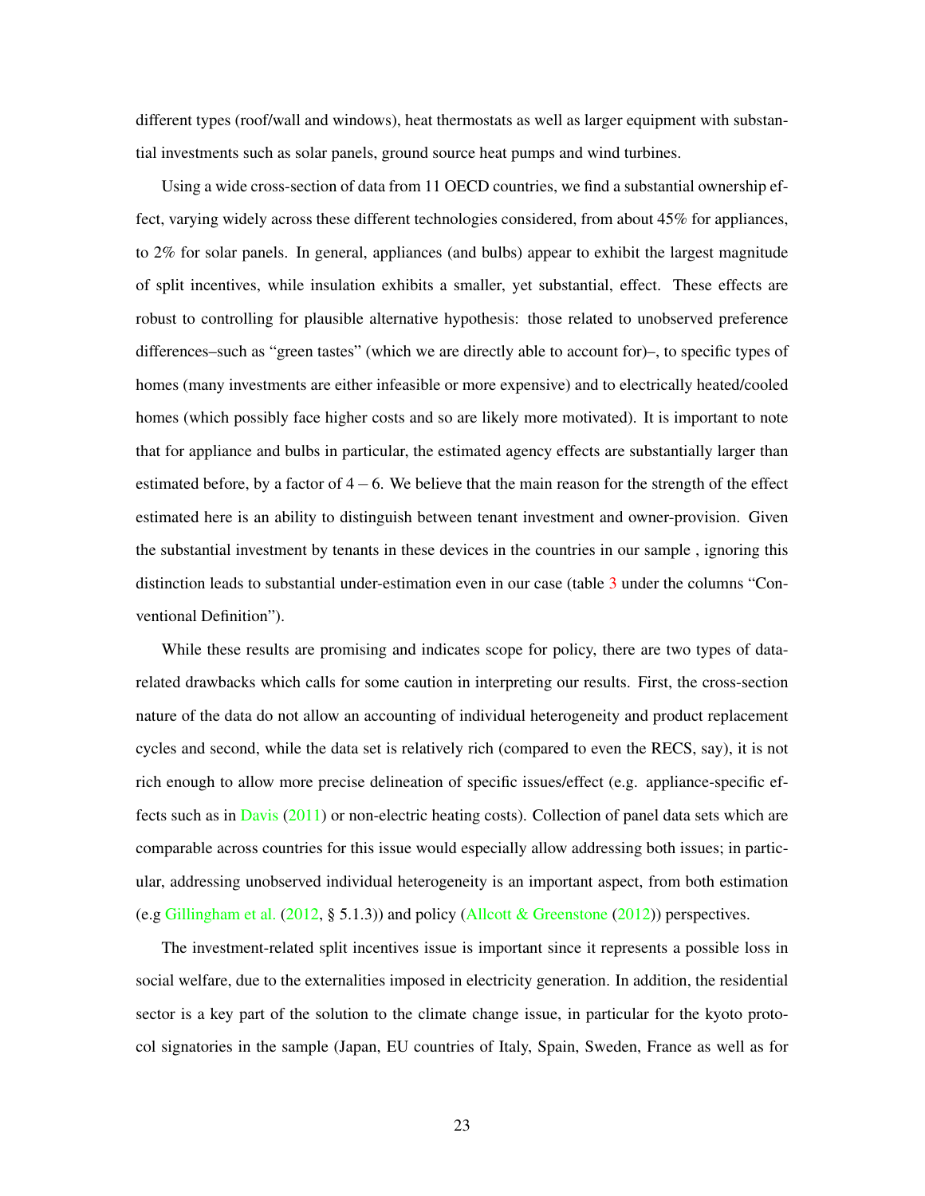different types (roof/wall and windows), heat thermostats as well as larger equipment with substantial investments such as solar panels, ground source heat pumps and wind turbines.

Using a wide cross-section of data from 11 OECD countries, we find a substantial ownership effect, varying widely across these different technologies considered, from about 45% for appliances, to 2% for solar panels. In general, appliances (and bulbs) appear to exhibit the largest magnitude of split incentives, while insulation exhibits a smaller, yet substantial, effect. These effects are robust to controlling for plausible alternative hypothesis: those related to unobserved preference differences–such as "green tastes" (which we are directly able to account for)–, to specific types of homes (many investments are either infeasible or more expensive) and to electrically heated/cooled homes (which possibly face higher costs and so are likely more motivated). It is important to note that for appliance and bulbs in particular, the estimated agency effects are substantially larger than estimated before, by a factor of $4-6$. We believe that the main reason for the strength of the effect estimated here is an ability to distinguish between tenant investment and owner-provision. Given the substantial investment by tenants in these devices in the countries in our sample , ignoring this distinction leads to substantial under-estimation even in our case (table 3 under the columns "Conventional Definition").

While these results are promising and indicates scope for policy, there are two types of data-related drawbacks which calls for some caution in interpreting our results. First, the cross-section nature of the data do not allow an accounting of individual heterogeneity and product replacement cycles and second, while the data set is relatively rich (compared to even the RECS, say), it is not rich enough to allow more precise delineation of specific issues/effect (e.g. appliance-specific effects such as in Davis (2011) or non-electric heating costs). Collection of panel data sets which are comparable across countries for this issue would especially allow addressing both issues; in particular, addressing unobserved individual heterogeneity is an important aspect, from both estimation (e.g Gillingham et al. (2012, § 5.1.3)) and policy (Allcott & Greenstone (2012)) perspectives.

The investment-related split incentives issue is important since it represents a possible loss in social welfare, due to the externalities imposed in electricity generation. In addition, the residential sector is a key part of the solution to the climate change issue, in particular for the kyoto protocol signatories in the sample (Japan, EU countries of Italy, Spain, Sweden, France as well as for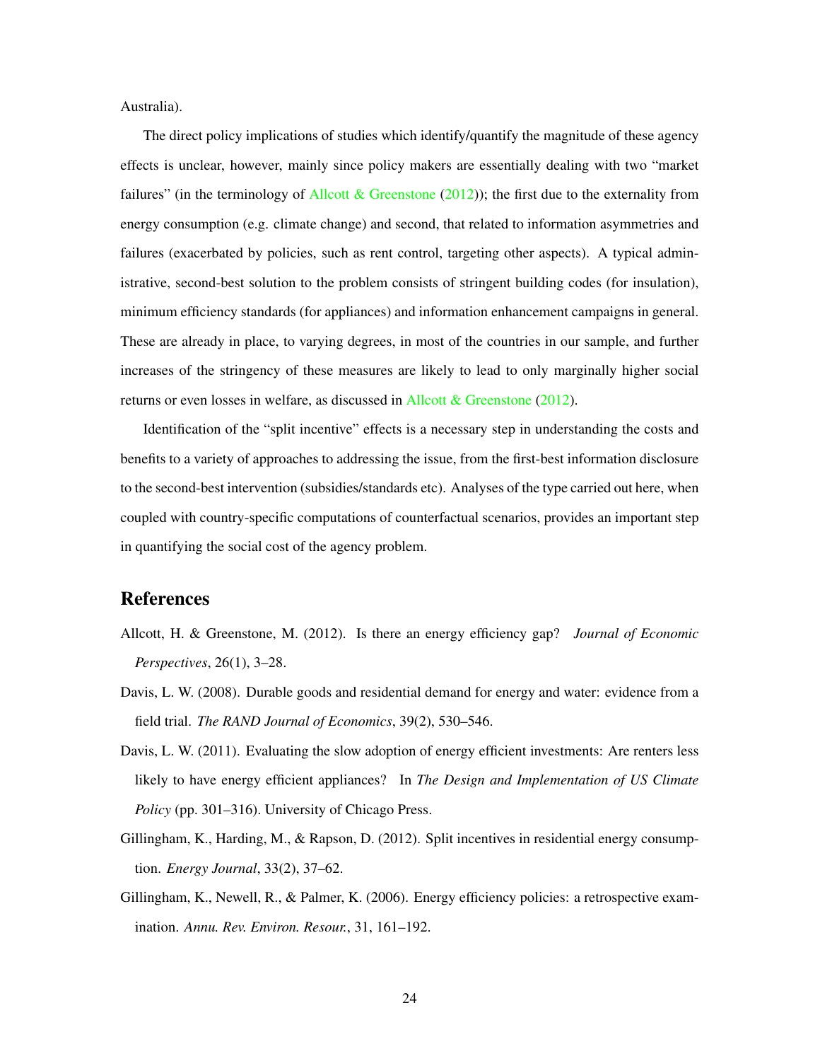Australia).

The direct policy implications of studies which identify/quantify the magnitude of these agency effects is unclear, however, mainly since policy makers are essentially dealing with two "market failures" (in the terminology of Allcott & Greenstone (2012)); the first due to the externality from energy consumption (e.g. climate change) and second, that related to information asymmetries and failures (exacerbated by policies, such as rent control, targeting other aspects). A typical administrative, second-best solution to the problem consists of stringent building codes (for insulation), minimum efficiency standards (for appliances) and information enhancement campaigns in general. These are already in place, to varying degrees, in most of the countries in our sample, and further increases of the stringency of these measures are likely to lead to only marginally higher social returns or even losses in welfare, as discussed in Allcott & Greenstone (2012).

Identification of the "split incentive" effects is a necessary step in understanding the costs and benefits to a variety of approaches to addressing the issue, from the first-best information disclosure to the second-best intervention (subsidies/standards etc). Analyses of the type carried out here, when coupled with country-specific computations of counterfactual scenarios, provides an important step in quantifying the social cost of the agency problem.

## References

Allcott, H. & Greenstone, M. (2012). Is there an energy efficiency gap? *Journal of Economic Perspectives*, 26(1), 3–28.

Davis, L. W. (2008). Durable goods and residential demand for energy and water: evidence from a field trial. *The RAND Journal of Economics*, 39(2), 530–546.

Davis, L. W. (2011). Evaluating the slow adoption of energy efficient investments: Are renters less likely to have energy efficient appliances? In *The Design and Implementation of US Climate Policy* (pp. 301–316). University of Chicago Press.

Gillingham, K., Harding, M., & Rapson, D. (2012). Split incentives in residential energy consumption. *Energy Journal*, 33(2), 37–62.

Gillingham, K., Newell, R., & Palmer, K. (2006). Energy efficiency policies: a retrospective examination. *Annu. Rev. Environ. Resour.*, 31, 161–192.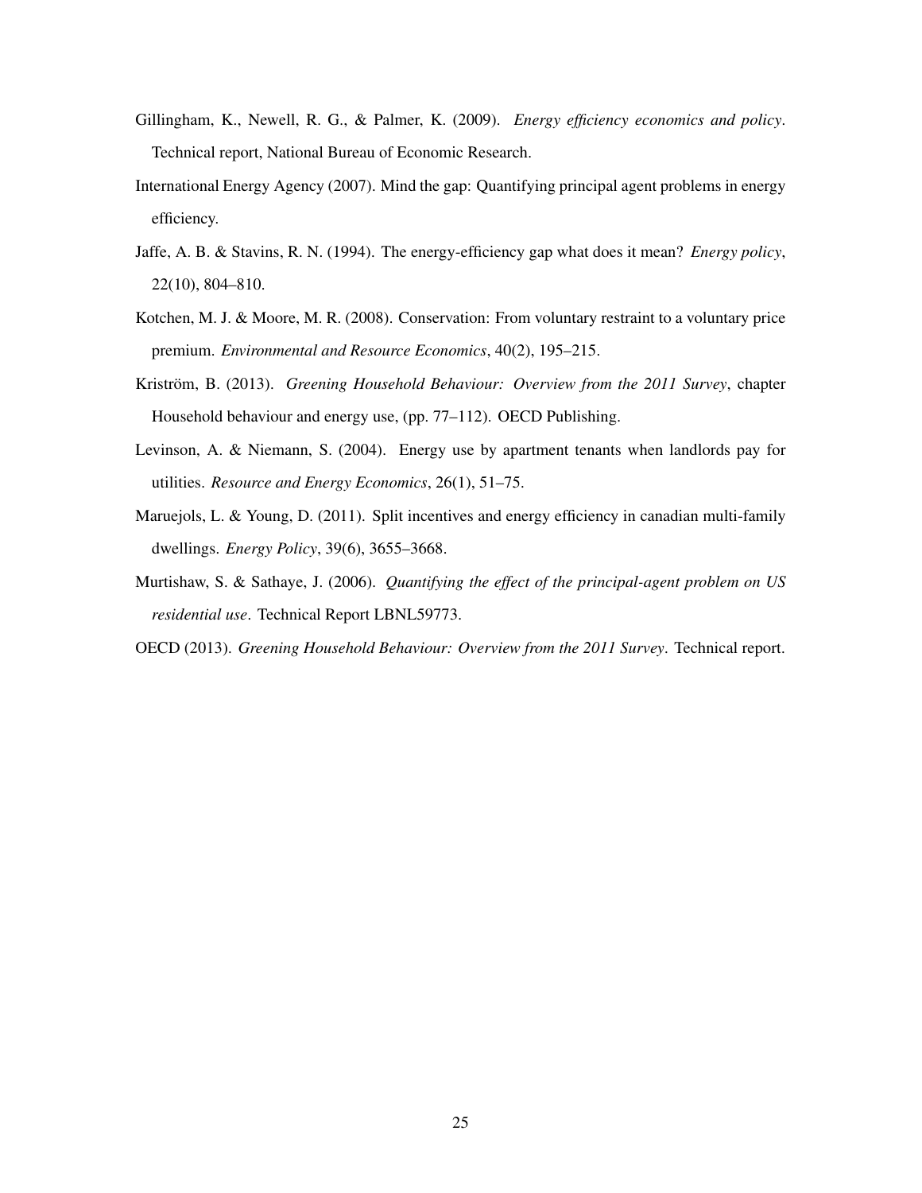Gillingham, K., Newell, R. G., & Palmer, K. (2009). *Energy efficiency economics and policy*. Technical report, National Bureau of Economic Research.

International Energy Agency (2007). Mind the gap: Quantifying principal agent problems in energy efficiency.

Jaffe, A. B. & Stavins, R. N. (1994). The energy-efficiency gap what does it mean? *Energy policy*, 22(10), 804–810.

Kotchen, M. J. & Moore, M. R. (2008). Conservation: From voluntary restraint to a voluntary price premium. *Environmental and Resource Economics*, 40(2), 195–215.

Kriström, B. (2013). *Greening Household Behaviour: Overview from the 2011 Survey*, chapter Household behaviour and energy use, (pp. 77–112). OECD Publishing.

Levinson, A. & Niemann, S. (2004). Energy use by apartment tenants when landlords pay for utilities. *Resource and Energy Economics*, 26(1), 51–75.

Maruejols, L. & Young, D. (2011). Split incentives and energy efficiency in canadian multi-family dwellings. *Energy Policy*, 39(6), 3655–3668.

Murtishaw, S. & Sathaye, J. (2006). *Quantifying the effect of the principal-agent problem on US residential use*. Technical Report LBNL59773.

OECD (2013). *Greening Household Behaviour: Overview from the 2011 Survey*. Technical report.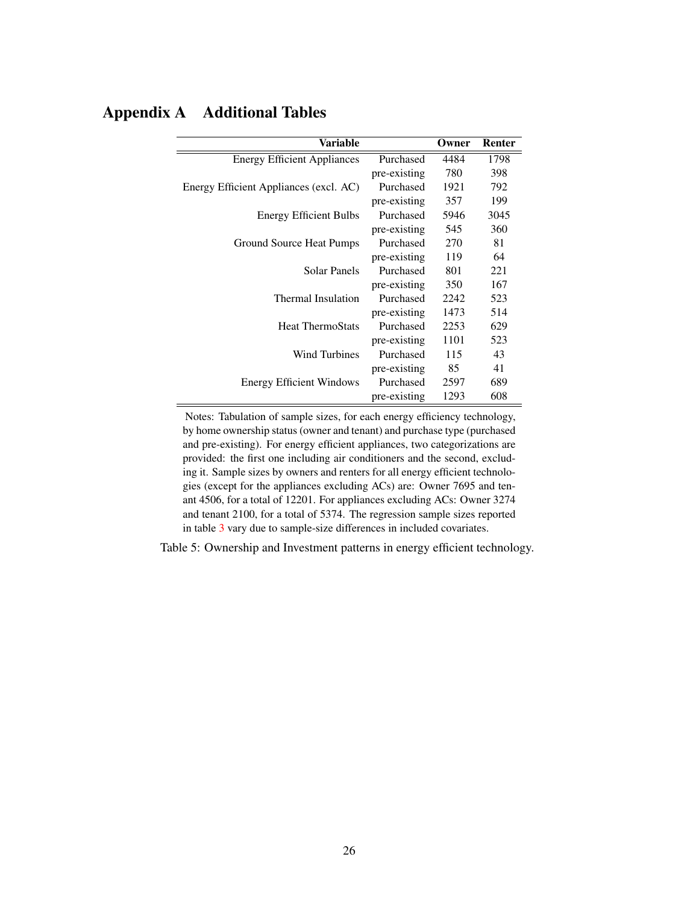# Appendix A Additional Tables

| Variable | | Owner | Renter |
|---|---|---|---|
| Energy Efficient Appliances | Purchased | 4484 | 1798 |
| | pre-existing | 780 | 398 |
| Energy Efficient Appliances (excl. AC) | Purchased | 1921 | 792 |
| | pre-existing | 357 | 199 |
| Energy Efficient Bulbs | Purchased | 5946 | 3045 |
| | pre-existing | 545 | 360 |
| Ground Source Heat Pumps | Purchased | 270 | 81 |
| | pre-existing | 119 | 64 |
| Solar Panels | Purchased | 801 | 221 |
| | pre-existing | 350 | 167 |
| Thermal Insulation | Purchased | 2242 | 523 |
| | pre-existing | 1473 | 514 |
| Heat ThermoStats | Purchased | 2253 | 629 |
| | pre-existing | 1101 | 523 |
| Wind Turbines | Purchased | 115 | 43 |
| | pre-existing | 85 | 41 |
| Energy Efficient Windows | Purchased | 2597 | 689 |
| | pre-existing | 1293 | 608 |

Notes: Tabulation of sample sizes, for each energy efficiency technology, by home ownership status (owner and tenant) and purchase type (purchased and pre-existing). For energy efficient appliances, two categorizations are provided: the first one including air conditioners and the second, excluding it. Sample sizes by owners and renters for all energy efficient technologies (except for the appliances excluding ACs) are: Owner 7695 and tenant 4506, for a total of 12201. For appliances excluding ACs: Owner 3274 and tenant 2100, for a total of 5374. The regression sample sizes reported in table 3 vary due to sample-size differences in included covariates.

Table 5: Ownership and Investment patterns in energy efficient technology.